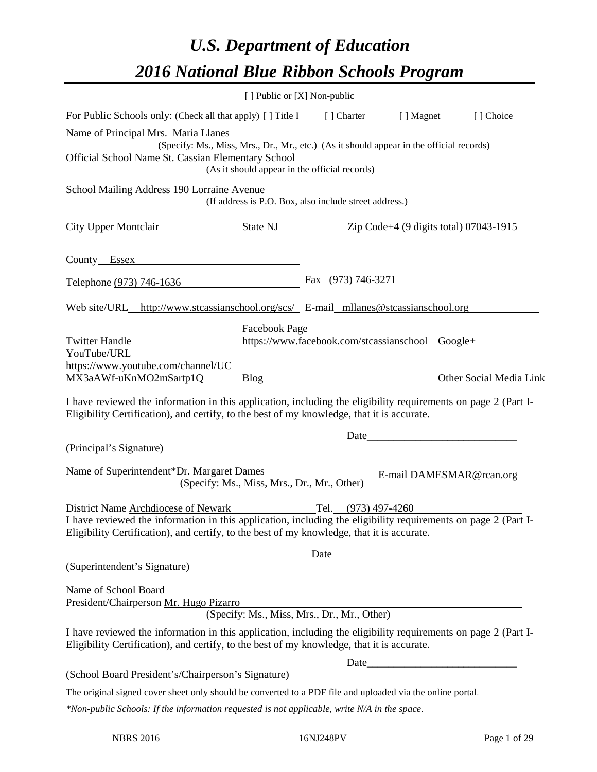# *U.S. Department of Education*

# *2016 National Blue Ribbon Schools Program*

[ ] Public or [X] Non-public

For Public Schools only: (Check all that apply) [ ] Title I [ ] Charter [ ] Magnet [ ] Choice

Name of Principal Mrs. Maria Llanes
(Specify: Ms., Miss, Mrs., Dr., Mr., etc.) (As it should appear in the official records)

Official School Name St. Cassian Elementary School
(As it should appear in the official records)

School Mailing Address 190 Lorraine Avenue
(If address is P.O. Box, also include street address.)

City Upper Montclair State NJ Zip Code+4 (9 digits total) 07043-1915

County Essex

Telephone (973) 746-1636 Fax (973) 746-3271

Web site/URL http://www.stcassianschool.org/scs/ E-mail mllanes@stcassianschool.org

Twitter Handle ______ Facebook Page https://www.facebook.com/stcassianschool Google+ ______

YouTube/URL https://www.youtube.com/channel/UCMX3aAWf-uKnMO2mSartp1Q Blog ______ Other Social Media Link ______

I have reviewed the information in this application, including the eligibility requirements on page 2 (Part I-Eligibility Certification), and certify, to the best of my knowledge, that it is accurate.

______________________________ Date______________________

(Principal's Signature)

Name of Superintendent*Dr. Margaret Dames E-mail DAMESMAR@rcan.org
(Specify: Ms., Miss, Mrs., Dr., Mr., Other)

District Name Archdiocese of Newark Tel. (973) 497-4260

I have reviewed the information in this application, including the eligibility requirements on page 2 (Part I-Eligibility Certification), and certify, to the best of my knowledge, that it is accurate.

______________________________ Date______________________

(Superintendent's Signature)

Name of School Board
President/Chairperson Mr. Hugo Pizarro
(Specify: Ms., Miss, Mrs., Dr., Mr., Other)

I have reviewed the information in this application, including the eligibility requirements on page 2 (Part I-Eligibility Certification), and certify, to the best of my knowledge, that it is accurate.

______________________________ Date______________________

(School Board President's/Chairperson's Signature)

The original signed cover sheet only should be converted to a PDF file and uploaded via the online portal.

*\*Non-public Schools: If the information requested is not applicable, write N/A in the space.*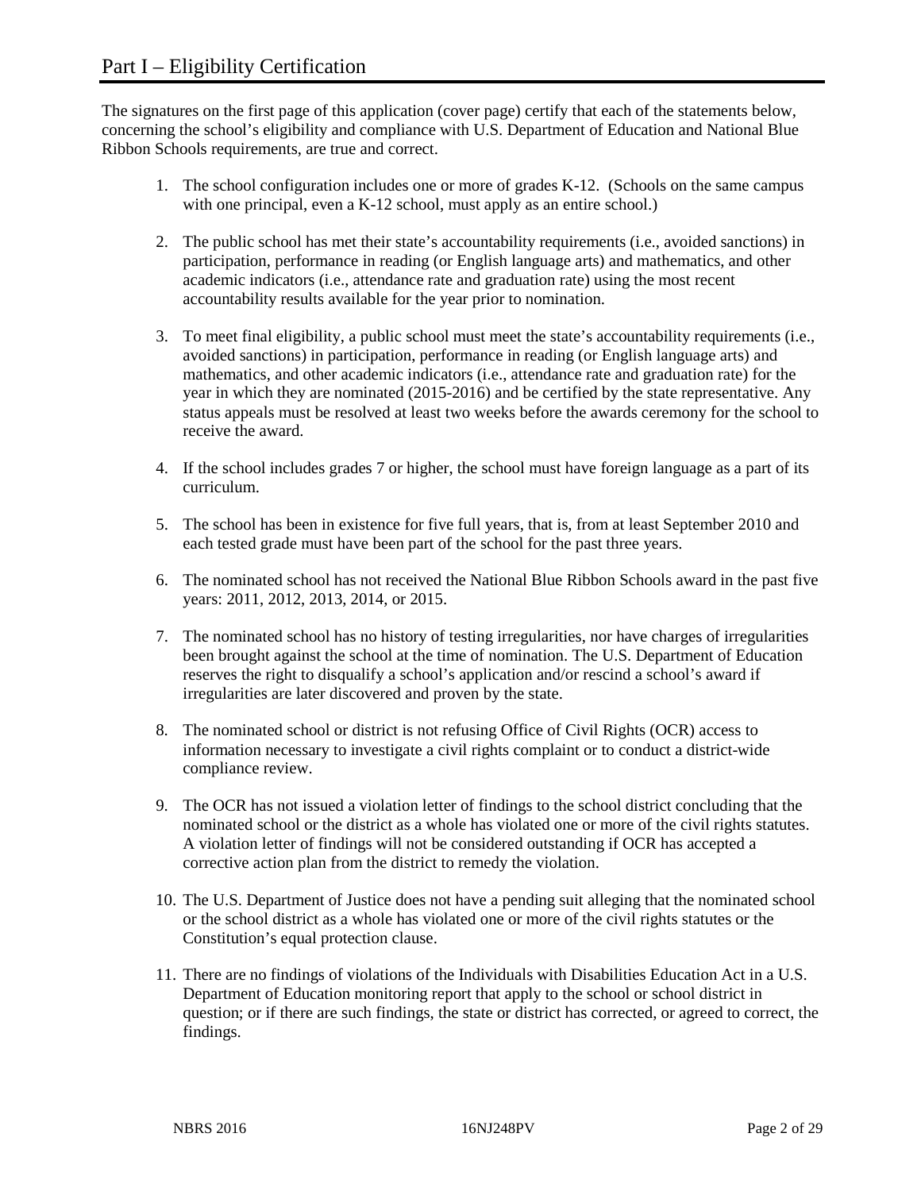# Part I – Eligibility Certification

The signatures on the first page of this application (cover page) certify that each of the statements below, concerning the school's eligibility and compliance with U.S. Department of Education and National Blue Ribbon Schools requirements, are true and correct.

1. The school configuration includes one or more of grades K-12. (Schools on the same campus with one principal, even a K-12 school, must apply as an entire school.)

2. The public school has met their state's accountability requirements (i.e., avoided sanctions) in participation, performance in reading (or English language arts) and mathematics, and other academic indicators (i.e., attendance rate and graduation rate) using the most recent accountability results available for the year prior to nomination.

3. To meet final eligibility, a public school must meet the state's accountability requirements (i.e., avoided sanctions) in participation, performance in reading (or English language arts) and mathematics, and other academic indicators (i.e., attendance rate and graduation rate) for the year in which they are nominated (2015-2016) and be certified by the state representative. Any status appeals must be resolved at least two weeks before the awards ceremony for the school to receive the award.

4. If the school includes grades 7 or higher, the school must have foreign language as a part of its curriculum.

5. The school has been in existence for five full years, that is, from at least September 2010 and each tested grade must have been part of the school for the past three years.

6. The nominated school has not received the National Blue Ribbon Schools award in the past five years: 2011, 2012, 2013, 2014, or 2015.

7. The nominated school has no history of testing irregularities, nor have charges of irregularities been brought against the school at the time of nomination. The U.S. Department of Education reserves the right to disqualify a school's application and/or rescind a school's award if irregularities are later discovered and proven by the state.

8. The nominated school or district is not refusing Office of Civil Rights (OCR) access to information necessary to investigate a civil rights complaint or to conduct a district-wide compliance review.

9. The OCR has not issued a violation letter of findings to the school district concluding that the nominated school or the district as a whole has violated one or more of the civil rights statutes. A violation letter of findings will not be considered outstanding if OCR has accepted a corrective action plan from the district to remedy the violation.

10. The U.S. Department of Justice does not have a pending suit alleging that the nominated school or the school district as a whole has violated one or more of the civil rights statutes or the Constitution's equal protection clause.

11. There are no findings of violations of the Individuals with Disabilities Education Act in a U.S. Department of Education monitoring report that apply to the school or school district in question; or if there are such findings, the state or district has corrected, or agreed to correct, the findings.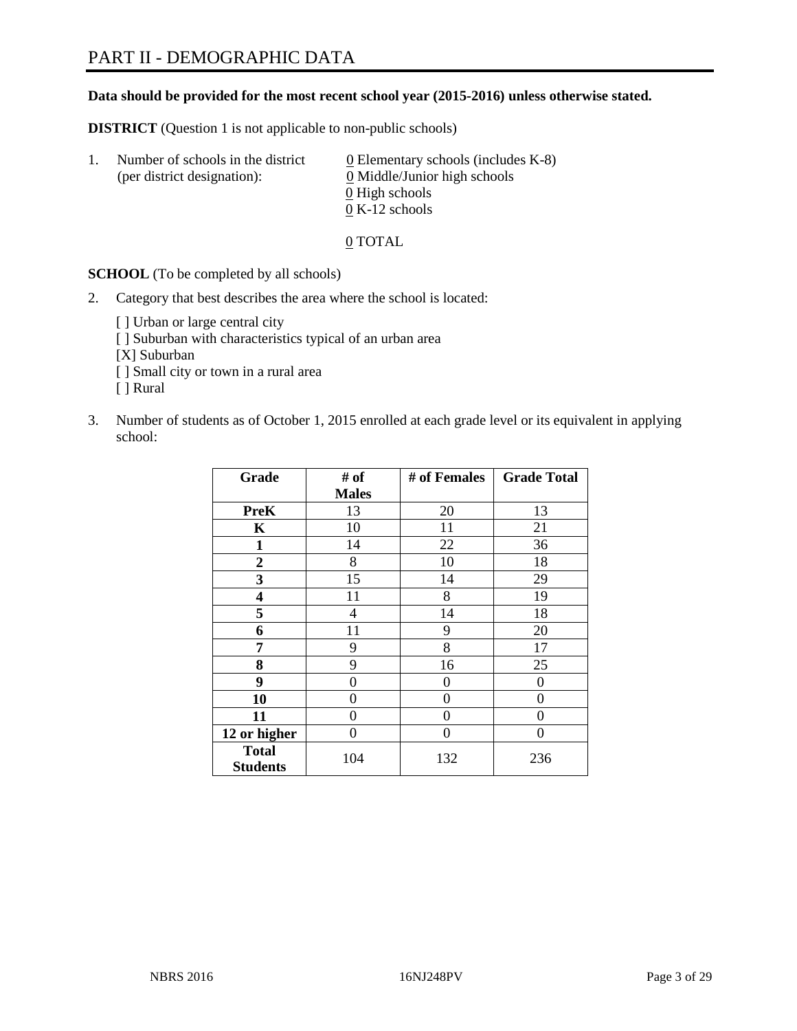# PART II - DEMOGRAPHIC DATA

**Data should be provided for the most recent school year (2015-2016) unless otherwise stated.**

**DISTRICT** (Question 1 is not applicable to non-public schools)

1. Number of schools in the district (per district designation):
   0 Elementary schools (includes K-8)
   0 Middle/Junior high schools
   0 High schools
   0 K-12 schools

   0 TOTAL

**SCHOOL** (To be completed by all schools)

2. Category that best describes the area where the school is located:

   [ ] Urban or large central city
   [ ] Suburban with characteristics typical of an urban area
   [X] Suburban
   [ ] Small city or town in a rural area
   [ ] Rural

3. Number of students as of October 1, 2015 enrolled at each grade level or its equivalent in applying school:

| Grade | # of Males | # of Females | Grade Total |
|---|---|---|---|
| **PreK** | 13 | 20 | 13 |
| **K** | 10 | 11 | 21 |
| **1** | 14 | 22 | 36 |
| **2** | 8 | 10 | 18 |
| **3** | 15 | 14 | 29 |
| **4** | 11 | 8 | 19 |
| **5** | 4 | 14 | 18 |
| **6** | 11 | 9 | 20 |
| **7** | 9 | 8 | 17 |
| **8** | 9 | 16 | 25 |
| **9** | 0 | 0 | 0 |
| **10** | 0 | 0 | 0 |
| **11** | 0 | 0 | 0 |
| **12 or higher** | 0 | 0 | 0 |
| **Total Students** | 104 | 132 | 236 |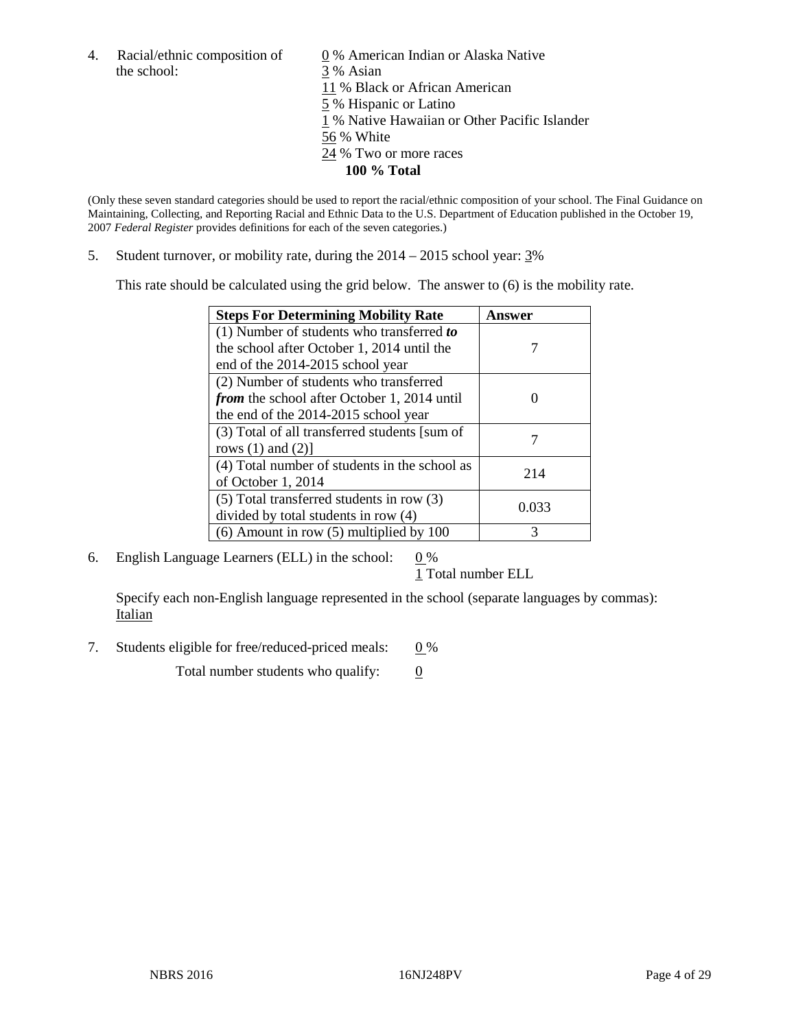4. Racial/ethnic composition of the school:

0 % American Indian or Alaska Native
3 % Asian
11 % Black or African American
5 % Hispanic or Latino
1 % Native Hawaiian or Other Pacific Islander
56 % White
24 % Two or more races
**100 % Total**

(Only these seven standard categories should be used to report the racial/ethnic composition of your school. The Final Guidance on Maintaining, Collecting, and Reporting Racial and Ethnic Data to the U.S. Department of Education published in the October 19, 2007 *Federal Register* provides definitions for each of the seven categories.)

5. Student turnover, or mobility rate, during the 2014 – 2015 school year: 3%

This rate should be calculated using the grid below. The answer to (6) is the mobility rate.

| **Steps For Determining Mobility Rate** | **Answer** |
|---|---|
| (1) Number of students who transferred ***to*** the school after October 1, 2014 until the end of the 2014-2015 school year | 7 |
| (2) Number of students who transferred ***from*** the school after October 1, 2014 until the end of the 2014-2015 school year | 0 |
| (3) Total of all transferred students [sum of rows (1) and (2)] | 7 |
| (4) Total number of students in the school as of October 1, 2014 | 214 |
| (5) Total transferred students in row (3) divided by total students in row (4) | 0.033 |
| (6) Amount in row (5) multiplied by 100 | 3 |

6. English Language Learners (ELL) in the school: 0 %
1 Total number ELL

Specify each non-English language represented in the school (separate languages by commas):
Italian

7. Students eligible for free/reduced-priced meals: 0 %
Total number students who qualify: 0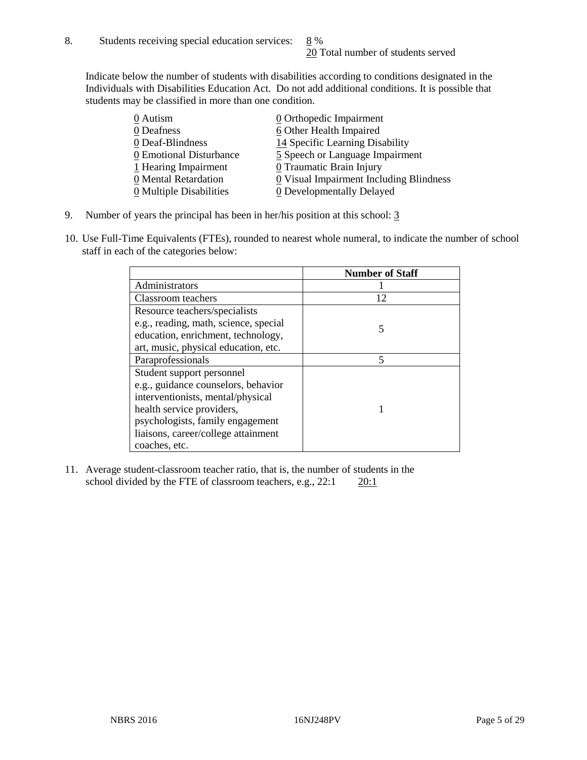8. Students receiving special education services: 8 %
   20 Total number of students served

Indicate below the number of students with disabilities according to conditions designated in the Individuals with Disabilities Education Act. Do not add additional conditions. It is possible that students may be classified in more than one condition.

| | |
|---|---|
| 0 Autism | 0 Orthopedic Impairment |
| 0 Deafness | 6 Other Health Impaired |
| 0 Deaf-Blindness | 14 Specific Learning Disability |
| 0 Emotional Disturbance | 5 Speech or Language Impairment |
| 1 Hearing Impairment | 0 Traumatic Brain Injury |
| 0 Mental Retardation | 0 Visual Impairment Including Blindness |
| 0 Multiple Disabilities | 0 Developmentally Delayed |

9. Number of years the principal has been in her/his position at this school: 3

10. Use Full-Time Equivalents (FTEs), rounded to nearest whole numeral, to indicate the number of school staff in each of the categories below:

| | **Number of Staff** |
|---|---|
| Administrators | 1 |
| Classroom teachers | 12 |
| Resource teachers/specialists e.g., reading, math, science, special education, enrichment, technology, art, music, physical education, etc. | 5 |
| Paraprofessionals | 5 |
| Student support personnel e.g., guidance counselors, behavior interventionists, mental/physical health service providers, psychologists, family engagement liaisons, career/college attainment coaches, etc. | 1 |

11. Average student-classroom teacher ratio, that is, the number of students in the school divided by the FTE of classroom teachers, e.g., 22:1 20:1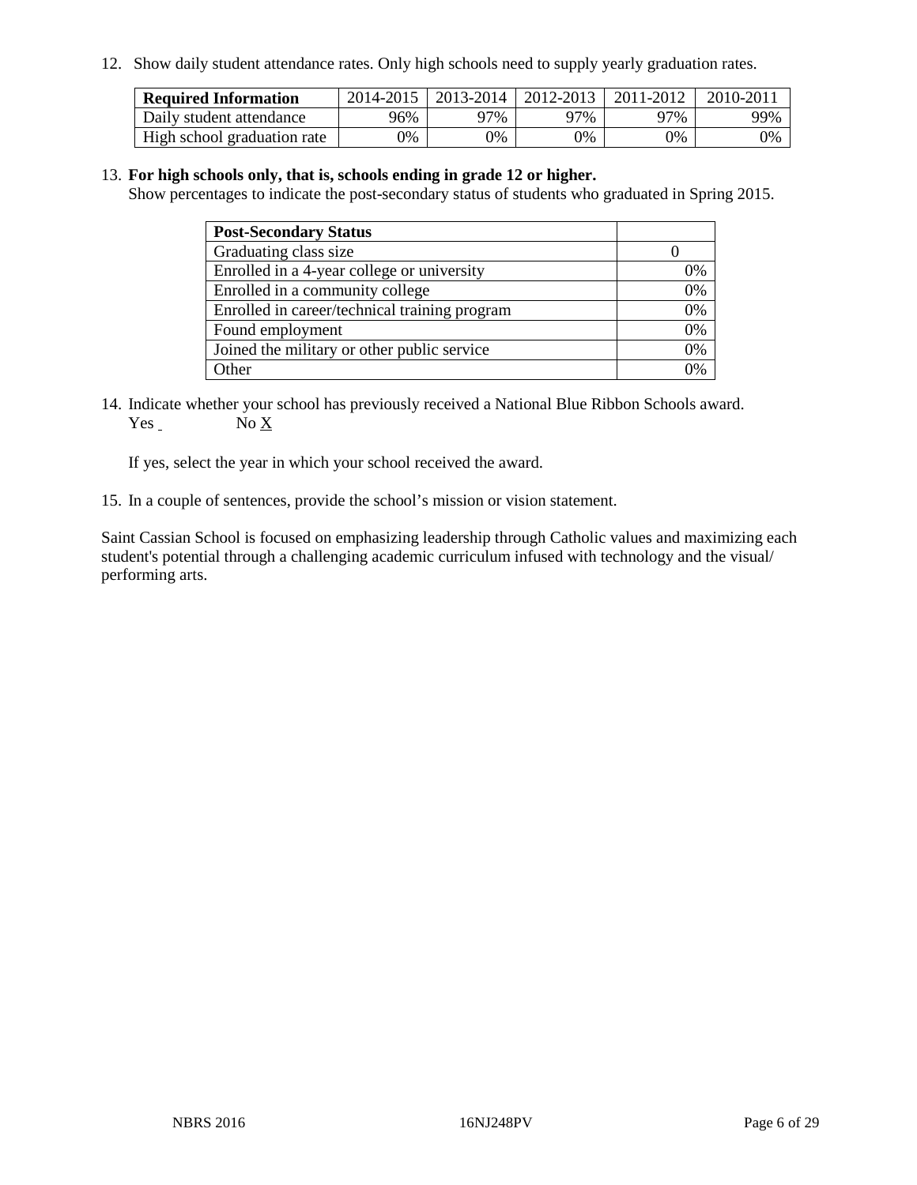12. Show daily student attendance rates. Only high schools need to supply yearly graduation rates.

| **Required Information** | 2014-2015 | 2013-2014 | 2012-2013 | 2011-2012 | 2010-2011 |
|---|---|---|---|---|---|
| Daily student attendance | 96% | 97% | 97% | 97% | 99% |
| High school graduation rate | 0% | 0% | 0% | 0% | 0% |

13. **For high schools only, that is, schools ending in grade 12 or higher.**
Show percentages to indicate the post-secondary status of students who graduated in Spring 2015.

| **Post-Secondary Status** | |
|---|---|
| Graduating class size | 0 |
| Enrolled in a 4-year college or university | 0% |
| Enrolled in a community college | 0% |
| Enrolled in career/technical training program | 0% |
| Found employment | 0% |
| Joined the military or other public service | 0% |
| Other | 0% |

14. Indicate whether your school has previously received a National Blue Ribbon Schools award.
Yes  No X

If yes, select the year in which your school received the award.

15. In a couple of sentences, provide the school's mission or vision statement.

Saint Cassian School is focused on emphasizing leadership through Catholic values and maximizing each student's potential through a challenging academic curriculum infused with technology and the visual/ performing arts.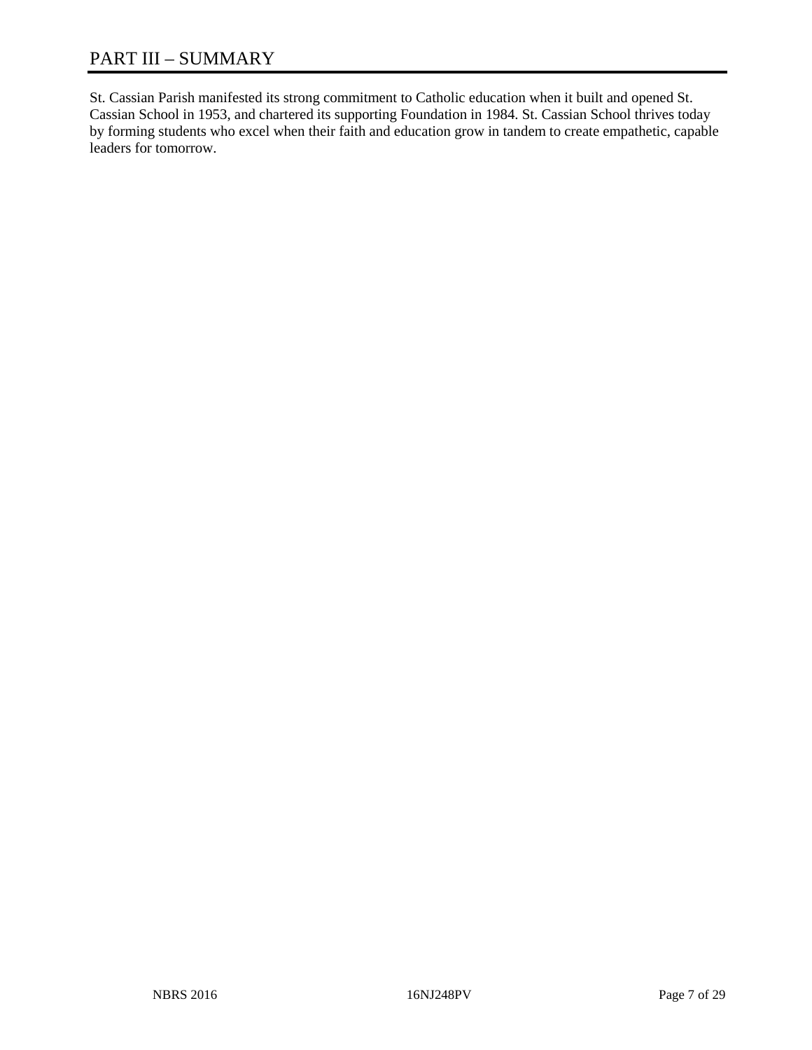# PART III – SUMMARY

St. Cassian Parish manifested its strong commitment to Catholic education when it built and opened St. Cassian School in 1953, and chartered its supporting Foundation in 1984. St. Cassian School thrives today by forming students who excel when their faith and education grow in tandem to create empathetic, capable leaders for tomorrow.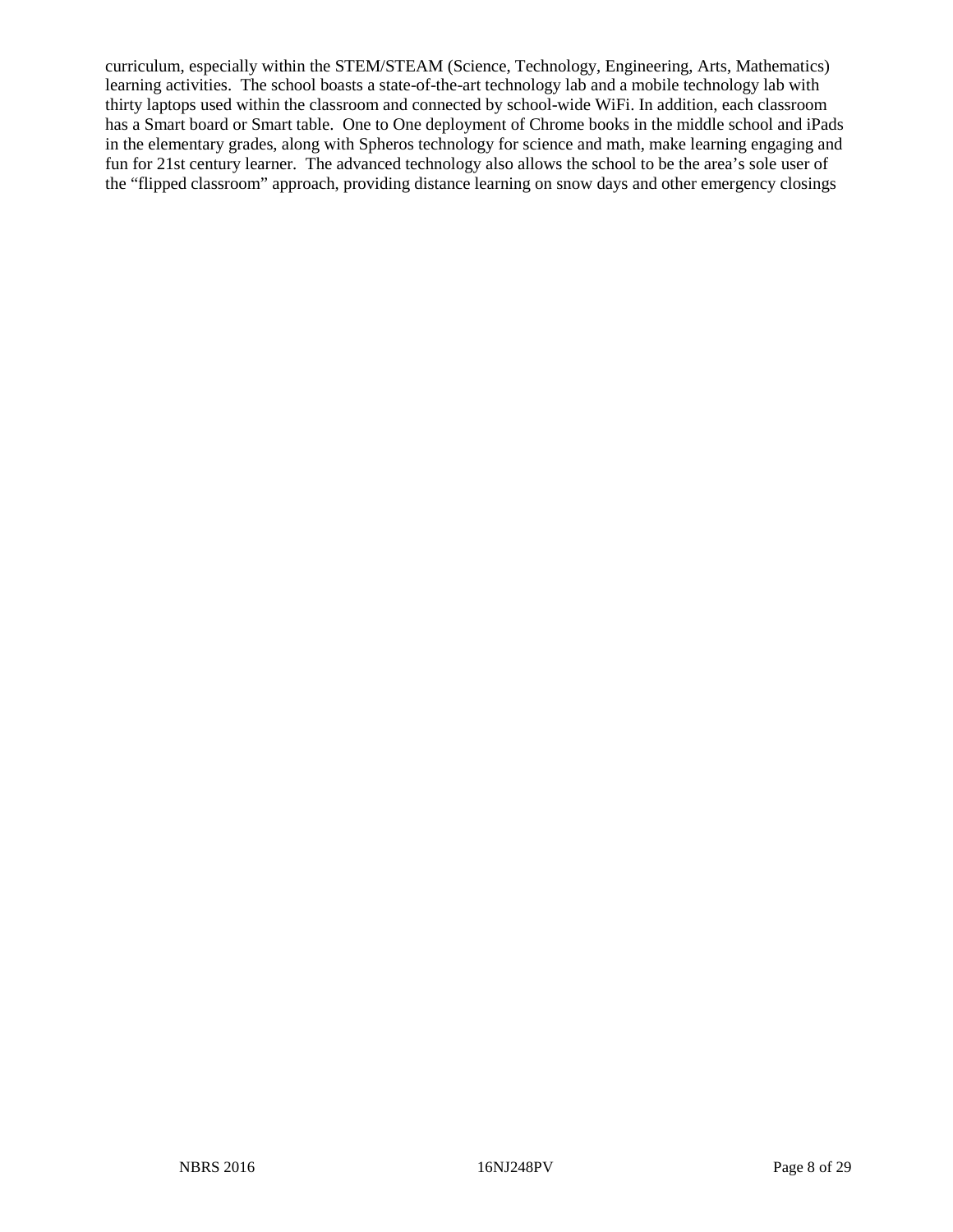curriculum, especially within the STEM/STEAM (Science, Technology, Engineering, Arts, Mathematics) learning activities. The school boasts a state-of-the-art technology lab and a mobile technology lab with thirty laptops used within the classroom and connected by school-wide WiFi. In addition, each classroom has a Smart board or Smart table. One to One deployment of Chrome books in the middle school and iPads in the elementary grades, along with Spheros technology for science and math, make learning engaging and fun for 21st century learner. The advanced technology also allows the school to be the area's sole user of the "flipped classroom" approach, providing distance learning on snow days and other emergency closings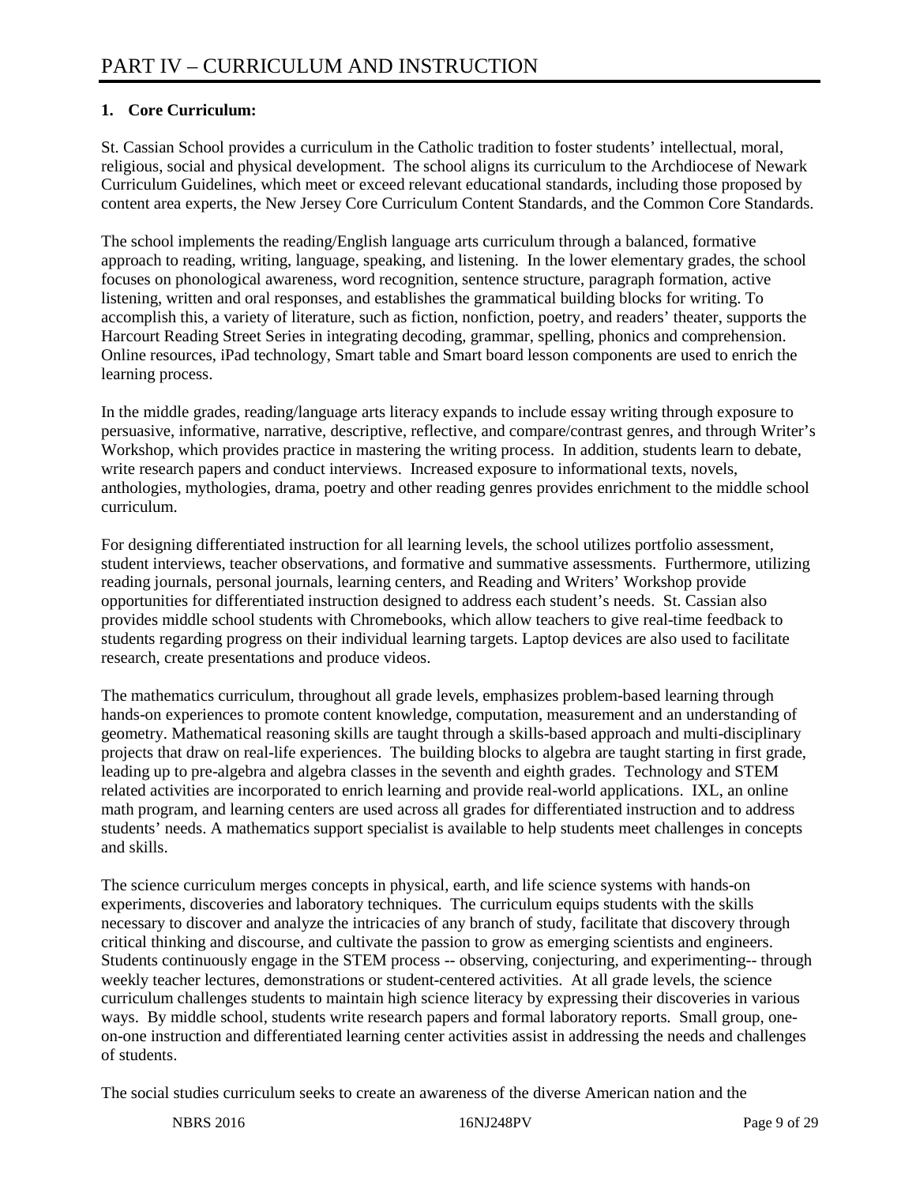# PART IV – CURRICULUM AND INSTRUCTION

**1. Core Curriculum:**

St. Cassian School provides a curriculum in the Catholic tradition to foster students' intellectual, moral, religious, social and physical development. The school aligns its curriculum to the Archdiocese of Newark Curriculum Guidelines, which meet or exceed relevant educational standards, including those proposed by content area experts, the New Jersey Core Curriculum Content Standards, and the Common Core Standards.

The school implements the reading/English language arts curriculum through a balanced, formative approach to reading, writing, language, speaking, and listening. In the lower elementary grades, the school focuses on phonological awareness, word recognition, sentence structure, paragraph formation, active listening, written and oral responses, and establishes the grammatical building blocks for writing. To accomplish this, a variety of literature, such as fiction, nonfiction, poetry, and readers' theater, supports the Harcourt Reading Street Series in integrating decoding, grammar, spelling, phonics and comprehension. Online resources, iPad technology, Smart table and Smart board lesson components are used to enrich the learning process.

In the middle grades, reading/language arts literacy expands to include essay writing through exposure to persuasive, informative, narrative, descriptive, reflective, and compare/contrast genres, and through Writer's Workshop, which provides practice in mastering the writing process. In addition, students learn to debate, write research papers and conduct interviews. Increased exposure to informational texts, novels, anthologies, mythologies, drama, poetry and other reading genres provides enrichment to the middle school curriculum.

For designing differentiated instruction for all learning levels, the school utilizes portfolio assessment, student interviews, teacher observations, and formative and summative assessments. Furthermore, utilizing reading journals, personal journals, learning centers, and Reading and Writers' Workshop provide opportunities for differentiated instruction designed to address each student's needs. St. Cassian also provides middle school students with Chromebooks, which allow teachers to give real-time feedback to students regarding progress on their individual learning targets. Laptop devices are also used to facilitate research, create presentations and produce videos.

The mathematics curriculum, throughout all grade levels, emphasizes problem-based learning through hands-on experiences to promote content knowledge, computation, measurement and an understanding of geometry. Mathematical reasoning skills are taught through a skills-based approach and multi-disciplinary projects that draw on real-life experiences. The building blocks to algebra are taught starting in first grade, leading up to pre-algebra and algebra classes in the seventh and eighth grades. Technology and STEM related activities are incorporated to enrich learning and provide real-world applications. IXL, an online math program, and learning centers are used across all grades for differentiated instruction and to address students' needs. A mathematics support specialist is available to help students meet challenges in concepts and skills.

The science curriculum merges concepts in physical, earth, and life science systems with hands-on experiments, discoveries and laboratory techniques. The curriculum equips students with the skills necessary to discover and analyze the intricacies of any branch of study, facilitate that discovery through critical thinking and discourse, and cultivate the passion to grow as emerging scientists and engineers. Students continuously engage in the STEM process -- observing, conjecturing, and experimenting-- through weekly teacher lectures, demonstrations or student-centered activities. At all grade levels, the science curriculum challenges students to maintain high science literacy by expressing their discoveries in various ways. By middle school, students write research papers and formal laboratory reports. Small group, one-on-one instruction and differentiated learning center activities assist in addressing the needs and challenges of students.

The social studies curriculum seeks to create an awareness of the diverse American nation and the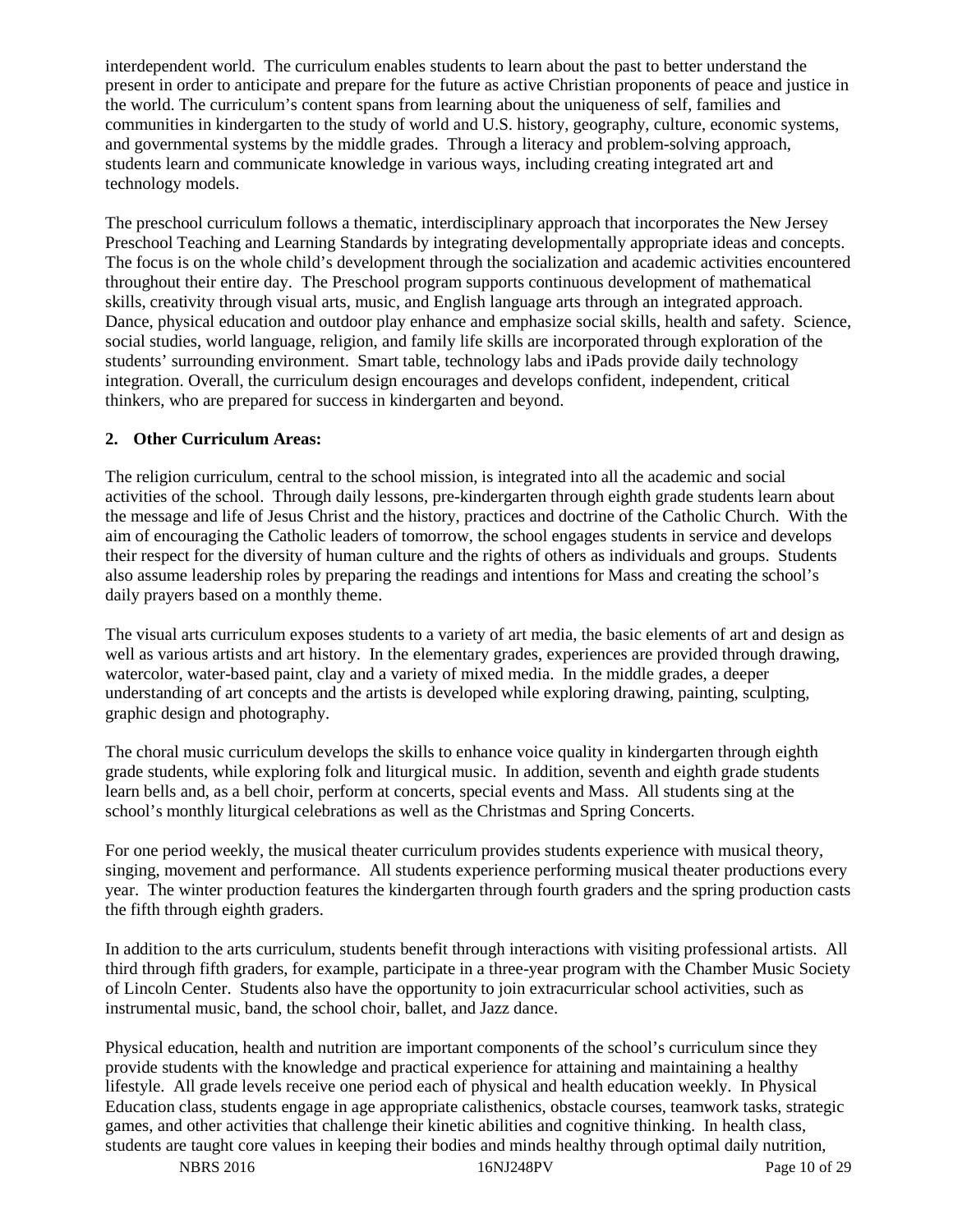interdependent world. The curriculum enables students to learn about the past to better understand the present in order to anticipate and prepare for the future as active Christian proponents of peace and justice in the world. The curriculum's content spans from learning about the uniqueness of self, families and communities in kindergarten to the study of world and U.S. history, geography, culture, economic systems, and governmental systems by the middle grades. Through a literacy and problem-solving approach, students learn and communicate knowledge in various ways, including creating integrated art and technology models.

The preschool curriculum follows a thematic, interdisciplinary approach that incorporates the New Jersey Preschool Teaching and Learning Standards by integrating developmentally appropriate ideas and concepts. The focus is on the whole child's development through the socialization and academic activities encountered throughout their entire day. The Preschool program supports continuous development of mathematical skills, creativity through visual arts, music, and English language arts through an integrated approach. Dance, physical education and outdoor play enhance and emphasize social skills, health and safety. Science, social studies, world language, religion, and family life skills are incorporated through exploration of the students' surrounding environment. Smart table, technology labs and iPads provide daily technology integration. Overall, the curriculum design encourages and develops confident, independent, critical thinkers, who are prepared for success in kindergarten and beyond.

**2. Other Curriculum Areas:**

The religion curriculum, central to the school mission, is integrated into all the academic and social activities of the school. Through daily lessons, pre-kindergarten through eighth grade students learn about the message and life of Jesus Christ and the history, practices and doctrine of the Catholic Church. With the aim of encouraging the Catholic leaders of tomorrow, the school engages students in service and develops their respect for the diversity of human culture and the rights of others as individuals and groups. Students also assume leadership roles by preparing the readings and intentions for Mass and creating the school's daily prayers based on a monthly theme.

The visual arts curriculum exposes students to a variety of art media, the basic elements of art and design as well as various artists and art history. In the elementary grades, experiences are provided through drawing, watercolor, water-based paint, clay and a variety of mixed media. In the middle grades, a deeper understanding of art concepts and the artists is developed while exploring drawing, painting, sculpting, graphic design and photography.

The choral music curriculum develops the skills to enhance voice quality in kindergarten through eighth grade students, while exploring folk and liturgical music. In addition, seventh and eighth grade students learn bells and, as a bell choir, perform at concerts, special events and Mass. All students sing at the school's monthly liturgical celebrations as well as the Christmas and Spring Concerts.

For one period weekly, the musical theater curriculum provides students experience with musical theory, singing, movement and performance. All students experience performing musical theater productions every year. The winter production features the kindergarten through fourth graders and the spring production casts the fifth through eighth graders.

In addition to the arts curriculum, students benefit through interactions with visiting professional artists. All third through fifth graders, for example, participate in a three-year program with the Chamber Music Society of Lincoln Center. Students also have the opportunity to join extracurricular school activities, such as instrumental music, band, the school choir, ballet, and Jazz dance.

Physical education, health and nutrition are important components of the school's curriculum since they provide students with the knowledge and practical experience for attaining and maintaining a healthy lifestyle. All grade levels receive one period each of physical and health education weekly. In Physical Education class, students engage in age appropriate calisthenics, obstacle courses, teamwork tasks, strategic games, and other activities that challenge their kinetic abilities and cognitive thinking. In health class, students are taught core values in keeping their bodies and minds healthy through optimal daily nutrition,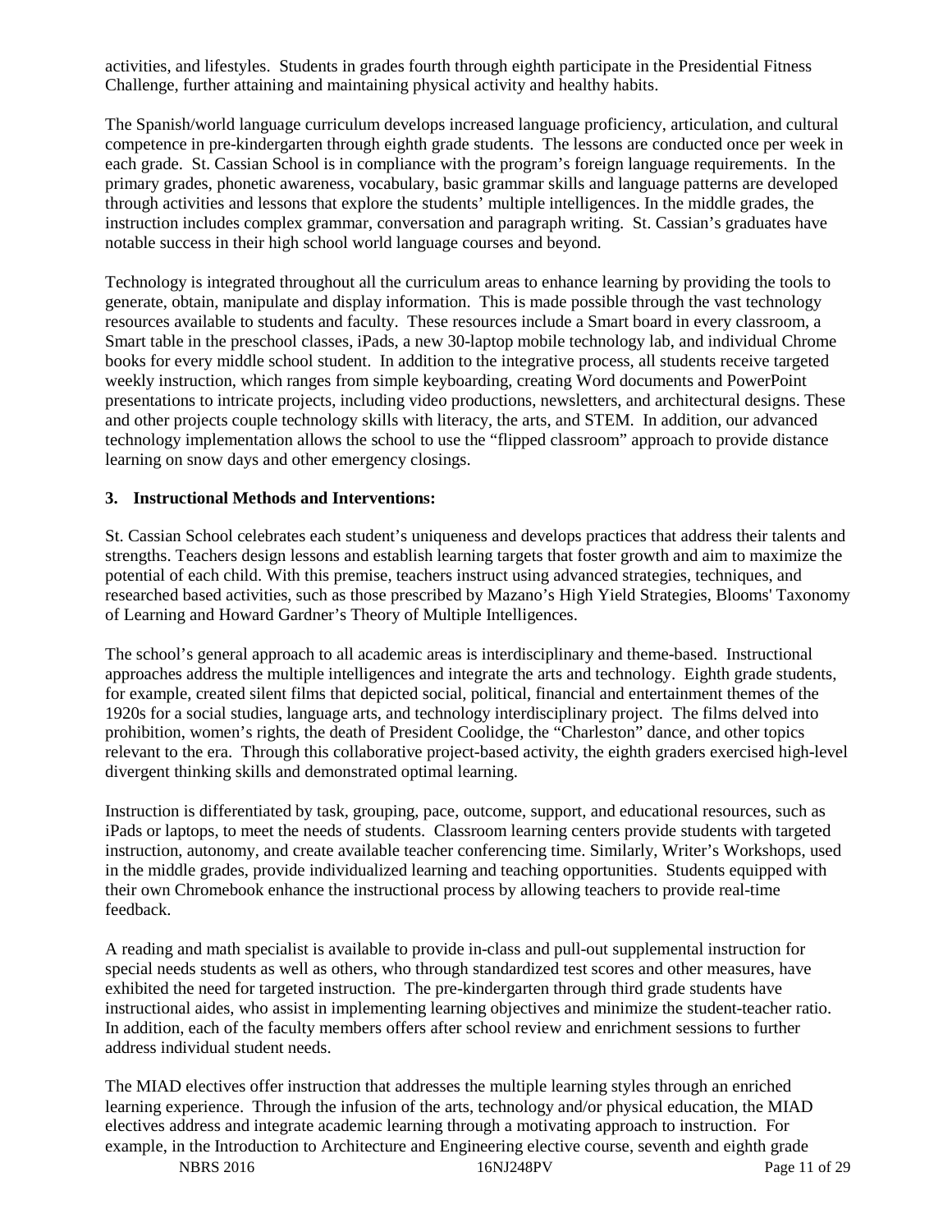activities, and lifestyles. Students in grades fourth through eighth participate in the Presidential Fitness Challenge, further attaining and maintaining physical activity and healthy habits.

The Spanish/world language curriculum develops increased language proficiency, articulation, and cultural competence in pre-kindergarten through eighth grade students. The lessons are conducted once per week in each grade. St. Cassian School is in compliance with the program's foreign language requirements. In the primary grades, phonetic awareness, vocabulary, basic grammar skills and language patterns are developed through activities and lessons that explore the students' multiple intelligences. In the middle grades, the instruction includes complex grammar, conversation and paragraph writing. St. Cassian's graduates have notable success in their high school world language courses and beyond.

Technology is integrated throughout all the curriculum areas to enhance learning by providing the tools to generate, obtain, manipulate and display information. This is made possible through the vast technology resources available to students and faculty. These resources include a Smart board in every classroom, a Smart table in the preschool classes, iPads, a new 30-laptop mobile technology lab, and individual Chrome books for every middle school student. In addition to the integrative process, all students receive targeted weekly instruction, which ranges from simple keyboarding, creating Word documents and PowerPoint presentations to intricate projects, including video productions, newsletters, and architectural designs. These and other projects couple technology skills with literacy, the arts, and STEM. In addition, our advanced technology implementation allows the school to use the "flipped classroom" approach to provide distance learning on snow days and other emergency closings.

### 3. Instructional Methods and Interventions:

St. Cassian School celebrates each student's uniqueness and develops practices that address their talents and strengths. Teachers design lessons and establish learning targets that foster growth and aim to maximize the potential of each child. With this premise, teachers instruct using advanced strategies, techniques, and researched based activities, such as those prescribed by Mazano's High Yield Strategies, Blooms' Taxonomy of Learning and Howard Gardner's Theory of Multiple Intelligences.

The school's general approach to all academic areas is interdisciplinary and theme-based. Instructional approaches address the multiple intelligences and integrate the arts and technology. Eighth grade students, for example, created silent films that depicted social, political, financial and entertainment themes of the 1920s for a social studies, language arts, and technology interdisciplinary project. The films delved into prohibition, women's rights, the death of President Coolidge, the "Charleston" dance, and other topics relevant to the era. Through this collaborative project-based activity, the eighth graders exercised high-level divergent thinking skills and demonstrated optimal learning.

Instruction is differentiated by task, grouping, pace, outcome, support, and educational resources, such as iPads or laptops, to meet the needs of students. Classroom learning centers provide students with targeted instruction, autonomy, and create available teacher conferencing time. Similarly, Writer's Workshops, used in the middle grades, provide individualized learning and teaching opportunities. Students equipped with their own Chromebook enhance the instructional process by allowing teachers to provide real-time feedback.

A reading and math specialist is available to provide in-class and pull-out supplemental instruction for special needs students as well as others, who through standardized test scores and other measures, have exhibited the need for targeted instruction. The pre-kindergarten through third grade students have instructional aides, who assist in implementing learning objectives and minimize the student-teacher ratio. In addition, each of the faculty members offers after school review and enrichment sessions to further address individual student needs.

The MIAD electives offer instruction that addresses the multiple learning styles through an enriched learning experience. Through the infusion of the arts, technology and/or physical education, the MIAD electives address and integrate academic learning through a motivating approach to instruction. For example, in the Introduction to Architecture and Engineering elective course, seventh and eighth grade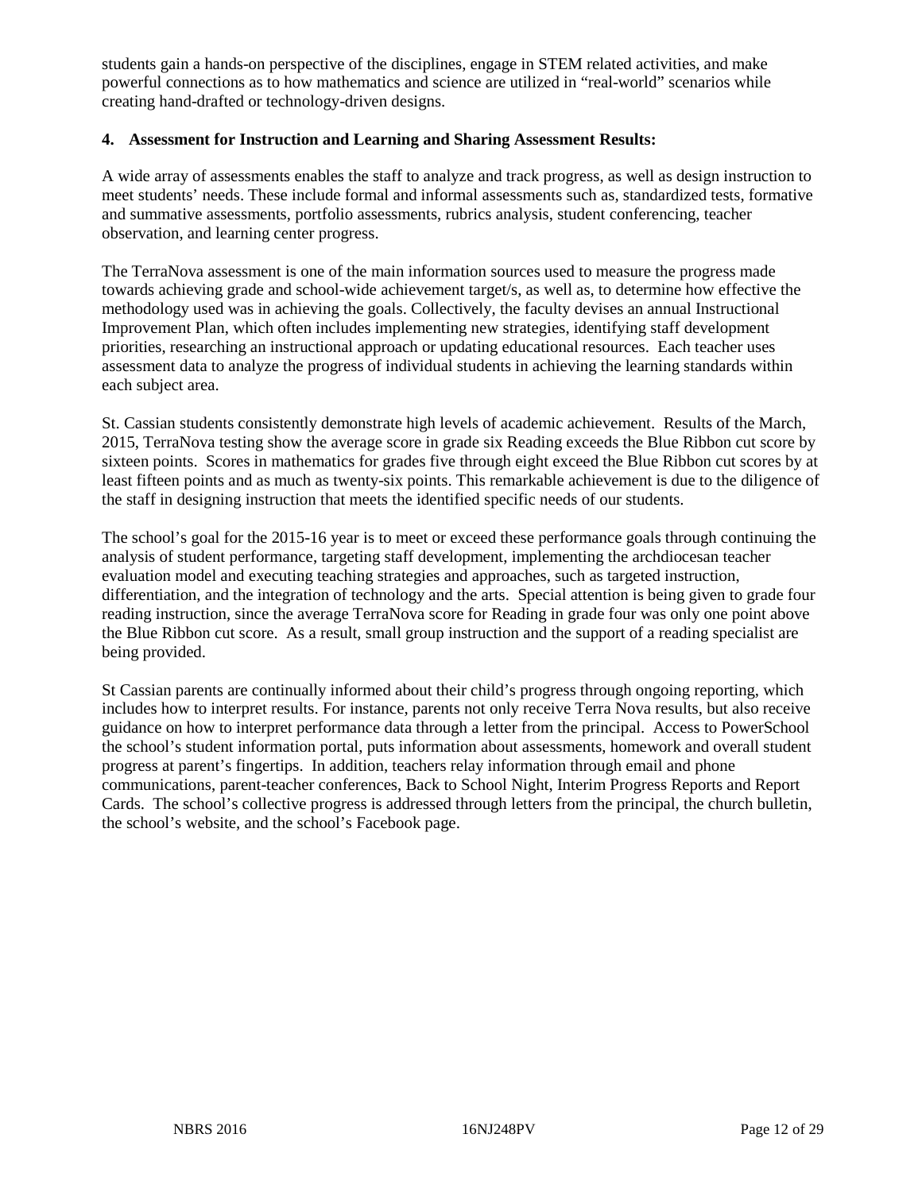students gain a hands-on perspective of the disciplines, engage in STEM related activities, and make powerful connections as to how mathematics and science are utilized in "real-world" scenarios while creating hand-drafted or technology-driven designs.

**4. Assessment for Instruction and Learning and Sharing Assessment Results:**

A wide array of assessments enables the staff to analyze and track progress, as well as design instruction to meet students' needs. These include formal and informal assessments such as, standardized tests, formative and summative assessments, portfolio assessments, rubrics analysis, student conferencing, teacher observation, and learning center progress.

The TerraNova assessment is one of the main information sources used to measure the progress made towards achieving grade and school-wide achievement target/s, as well as, to determine how effective the methodology used was in achieving the goals. Collectively, the faculty devises an annual Instructional Improvement Plan, which often includes implementing new strategies, identifying staff development priorities, researching an instructional approach or updating educational resources. Each teacher uses assessment data to analyze the progress of individual students in achieving the learning standards within each subject area.

St. Cassian students consistently demonstrate high levels of academic achievement. Results of the March, 2015, TerraNova testing show the average score in grade six Reading exceeds the Blue Ribbon cut score by sixteen points. Scores in mathematics for grades five through eight exceed the Blue Ribbon cut scores by at least fifteen points and as much as twenty-six points. This remarkable achievement is due to the diligence of the staff in designing instruction that meets the identified specific needs of our students.

The school's goal for the 2015-16 year is to meet or exceed these performance goals through continuing the analysis of student performance, targeting staff development, implementing the archdiocesan teacher evaluation model and executing teaching strategies and approaches, such as targeted instruction, differentiation, and the integration of technology and the arts. Special attention is being given to grade four reading instruction, since the average TerraNova score for Reading in grade four was only one point above the Blue Ribbon cut score. As a result, small group instruction and the support of a reading specialist are being provided.

St Cassian parents are continually informed about their child's progress through ongoing reporting, which includes how to interpret results. For instance, parents not only receive Terra Nova results, but also receive guidance on how to interpret performance data through a letter from the principal. Access to PowerSchool the school's student information portal, puts information about assessments, homework and overall student progress at parent's fingertips. In addition, teachers relay information through email and phone communications, parent-teacher conferences, Back to School Night, Interim Progress Reports and Report Cards. The school's collective progress is addressed through letters from the principal, the church bulletin, the school's website, and the school's Facebook page.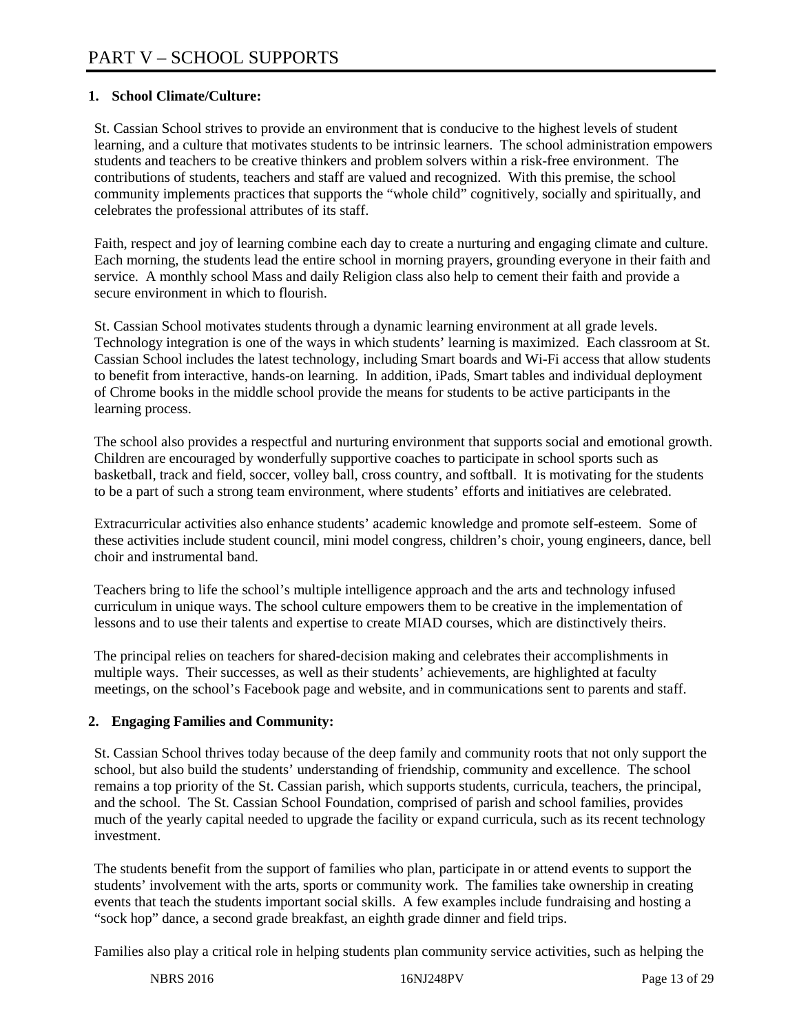# PART V – SCHOOL SUPPORTS

## 1. School Climate/Culture:

St. Cassian School strives to provide an environment that is conducive to the highest levels of student learning, and a culture that motivates students to be intrinsic learners. The school administration empowers students and teachers to be creative thinkers and problem solvers within a risk-free environment. The contributions of students, teachers and staff are valued and recognized. With this premise, the school community implements practices that supports the "whole child" cognitively, socially and spiritually, and celebrates the professional attributes of its staff.

Faith, respect and joy of learning combine each day to create a nurturing and engaging climate and culture. Each morning, the students lead the entire school in morning prayers, grounding everyone in their faith and service. A monthly school Mass and daily Religion class also help to cement their faith and provide a secure environment in which to flourish.

St. Cassian School motivates students through a dynamic learning environment at all grade levels. Technology integration is one of the ways in which students' learning is maximized. Each classroom at St. Cassian School includes the latest technology, including Smart boards and Wi-Fi access that allow students to benefit from interactive, hands-on learning. In addition, iPads, Smart tables and individual deployment of Chrome books in the middle school provide the means for students to be active participants in the learning process.

The school also provides a respectful and nurturing environment that supports social and emotional growth. Children are encouraged by wonderfully supportive coaches to participate in school sports such as basketball, track and field, soccer, volley ball, cross country, and softball. It is motivating for the students to be a part of such a strong team environment, where students' efforts and initiatives are celebrated.

Extracurricular activities also enhance students' academic knowledge and promote self-esteem. Some of these activities include student council, mini model congress, children's choir, young engineers, dance, bell choir and instrumental band.

Teachers bring to life the school's multiple intelligence approach and the arts and technology infused curriculum in unique ways. The school culture empowers them to be creative in the implementation of lessons and to use their talents and expertise to create MIAD courses, which are distinctively theirs.

The principal relies on teachers for shared-decision making and celebrates their accomplishments in multiple ways. Their successes, as well as their students' achievements, are highlighted at faculty meetings, on the school's Facebook page and website, and in communications sent to parents and staff.

## 2. Engaging Families and Community:

St. Cassian School thrives today because of the deep family and community roots that not only support the school, but also build the students' understanding of friendship, community and excellence. The school remains a top priority of the St. Cassian parish, which supports students, curricula, teachers, the principal, and the school. The St. Cassian School Foundation, comprised of parish and school families, provides much of the yearly capital needed to upgrade the facility or expand curricula, such as its recent technology investment.

The students benefit from the support of families who plan, participate in or attend events to support the students' involvement with the arts, sports or community work. The families take ownership in creating events that teach the students important social skills. A few examples include fundraising and hosting a "sock hop" dance, a second grade breakfast, an eighth grade dinner and field trips.

Families also play a critical role in helping students plan community service activities, such as helping the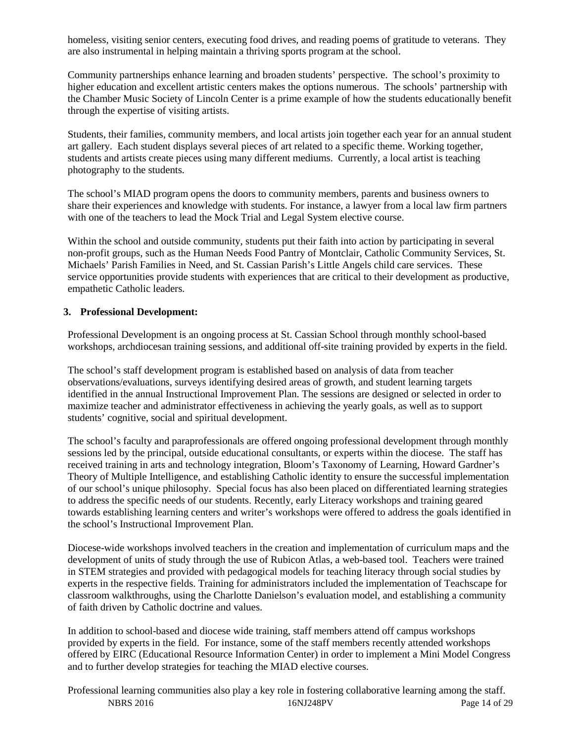homeless, visiting senior centers, executing food drives, and reading poems of gratitude to veterans. They are also instrumental in helping maintain a thriving sports program at the school.

Community partnerships enhance learning and broaden students' perspective. The school's proximity to higher education and excellent artistic centers makes the options numerous. The schools' partnership with the Chamber Music Society of Lincoln Center is a prime example of how the students educationally benefit through the expertise of visiting artists.

Students, their families, community members, and local artists join together each year for an annual student art gallery. Each student displays several pieces of art related to a specific theme. Working together, students and artists create pieces using many different mediums. Currently, a local artist is teaching photography to the students.

The school's MIAD program opens the doors to community members, parents and business owners to share their experiences and knowledge with students. For instance, a lawyer from a local law firm partners with one of the teachers to lead the Mock Trial and Legal System elective course.

Within the school and outside community, students put their faith into action by participating in several non-profit groups, such as the Human Needs Food Pantry of Montclair, Catholic Community Services, St. Michaels' Parish Families in Need, and St. Cassian Parish's Little Angels child care services. These service opportunities provide students with experiences that are critical to their development as productive, empathetic Catholic leaders.

**3. Professional Development:**

Professional Development is an ongoing process at St. Cassian School through monthly school-based workshops, archdiocesan training sessions, and additional off-site training provided by experts in the field.

The school's staff development program is established based on analysis of data from teacher observations/evaluations, surveys identifying desired areas of growth, and student learning targets identified in the annual Instructional Improvement Plan. The sessions are designed or selected in order to maximize teacher and administrator effectiveness in achieving the yearly goals, as well as to support students' cognitive, social and spiritual development.

The school's faculty and paraprofessionals are offered ongoing professional development through monthly sessions led by the principal, outside educational consultants, or experts within the diocese. The staff has received training in arts and technology integration, Bloom's Taxonomy of Learning, Howard Gardner's Theory of Multiple Intelligence, and establishing Catholic identity to ensure the successful implementation of our school's unique philosophy. Special focus has also been placed on differentiated learning strategies to address the specific needs of our students. Recently, early Literacy workshops and training geared towards establishing learning centers and writer's workshops were offered to address the goals identified in the school's Instructional Improvement Plan.

Diocese-wide workshops involved teachers in the creation and implementation of curriculum maps and the development of units of study through the use of Rubicon Atlas, a web-based tool. Teachers were trained in STEM strategies and provided with pedagogical models for teaching literacy through social studies by experts in the respective fields. Training for administrators included the implementation of Teachscape for classroom walkthroughs, using the Charlotte Danielson's evaluation model, and establishing a community of faith driven by Catholic doctrine and values.

In addition to school-based and diocese wide training, staff members attend off campus workshops provided by experts in the field. For instance, some of the staff members recently attended workshops offered by EIRC (Educational Resource Information Center) in order to implement a Mini Model Congress and to further develop strategies for teaching the MIAD elective courses.

Professional learning communities also play a key role in fostering collaborative learning among the staff.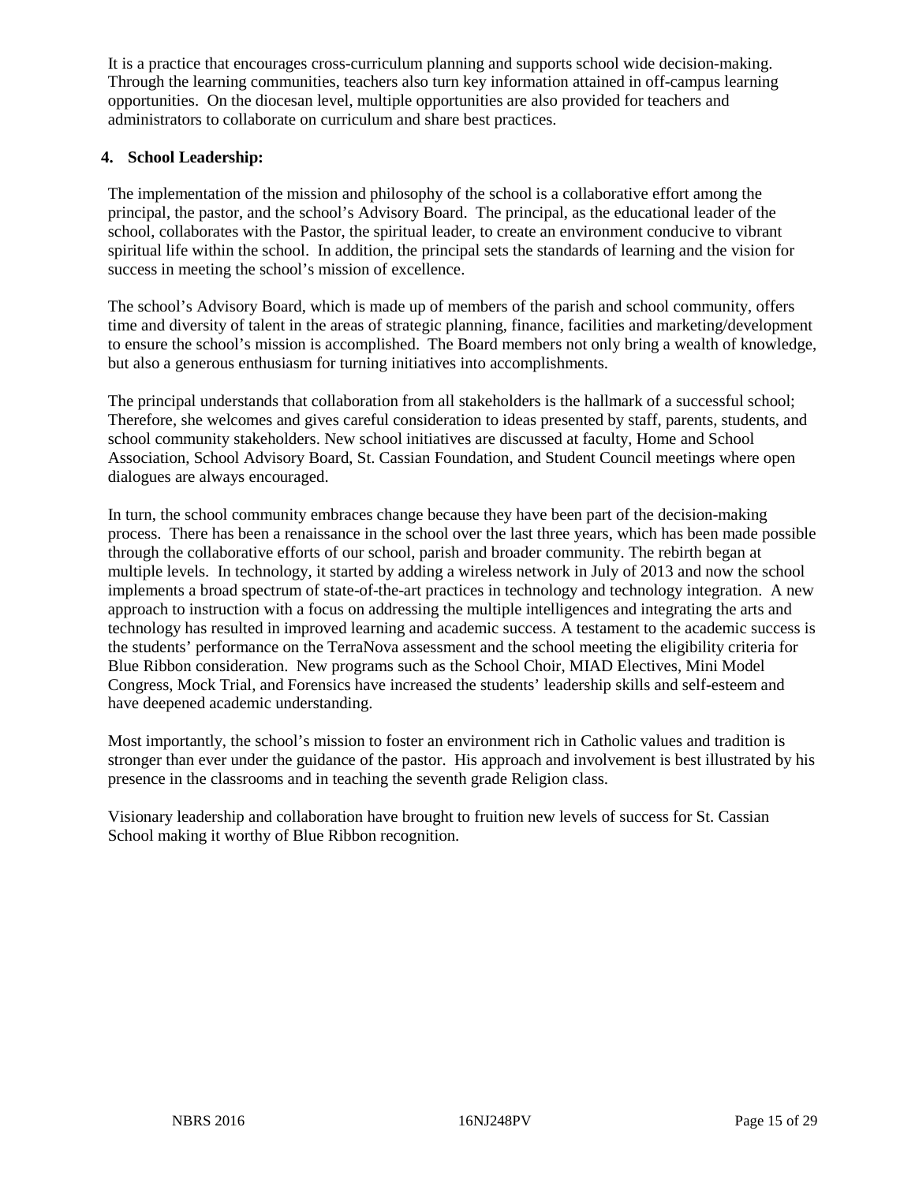It is a practice that encourages cross-curriculum planning and supports school wide decision-making. Through the learning communities, teachers also turn key information attained in off-campus learning opportunities. On the diocesan level, multiple opportunities are also provided for teachers and administrators to collaborate on curriculum and share best practices.

**4. School Leadership:**

The implementation of the mission and philosophy of the school is a collaborative effort among the principal, the pastor, and the school's Advisory Board. The principal, as the educational leader of the school, collaborates with the Pastor, the spiritual leader, to create an environment conducive to vibrant spiritual life within the school. In addition, the principal sets the standards of learning and the vision for success in meeting the school's mission of excellence.

The school's Advisory Board, which is made up of members of the parish and school community, offers time and diversity of talent in the areas of strategic planning, finance, facilities and marketing/development to ensure the school's mission is accomplished. The Board members not only bring a wealth of knowledge, but also a generous enthusiasm for turning initiatives into accomplishments.

The principal understands that collaboration from all stakeholders is the hallmark of a successful school; Therefore, she welcomes and gives careful consideration to ideas presented by staff, parents, students, and school community stakeholders. New school initiatives are discussed at faculty, Home and School Association, School Advisory Board, St. Cassian Foundation, and Student Council meetings where open dialogues are always encouraged.

In turn, the school community embraces change because they have been part of the decision-making process. There has been a renaissance in the school over the last three years, which has been made possible through the collaborative efforts of our school, parish and broader community. The rebirth began at multiple levels. In technology, it started by adding a wireless network in July of 2013 and now the school implements a broad spectrum of state-of-the-art practices in technology and technology integration. A new approach to instruction with a focus on addressing the multiple intelligences and integrating the arts and technology has resulted in improved learning and academic success. A testament to the academic success is the students' performance on the TerraNova assessment and the school meeting the eligibility criteria for Blue Ribbon consideration. New programs such as the School Choir, MIAD Electives, Mini Model Congress, Mock Trial, and Forensics have increased the students' leadership skills and self-esteem and have deepened academic understanding.

Most importantly, the school's mission to foster an environment rich in Catholic values and tradition is stronger than ever under the guidance of the pastor. His approach and involvement is best illustrated by his presence in the classrooms and in teaching the seventh grade Religion class.

Visionary leadership and collaboration have brought to fruition new levels of success for St. Cassian School making it worthy of Blue Ribbon recognition.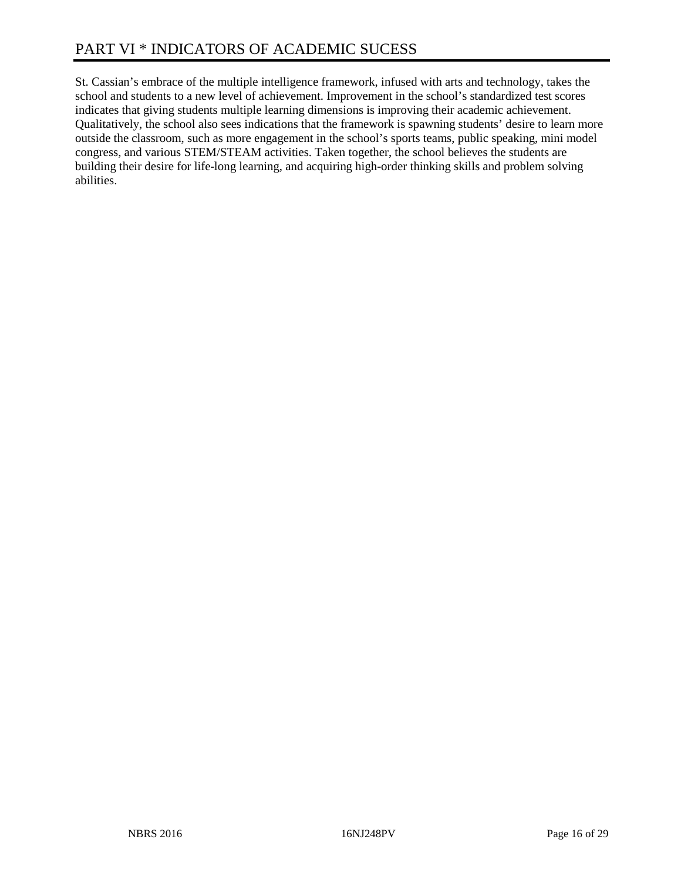# PART VI * INDICATORS OF ACADEMIC SUCESS

St. Cassian's embrace of the multiple intelligence framework, infused with arts and technology, takes the school and students to a new level of achievement. Improvement in the school's standardized test scores indicates that giving students multiple learning dimensions is improving their academic achievement. Qualitatively, the school also sees indications that the framework is spawning students' desire to learn more outside the classroom, such as more engagement in the school's sports teams, public speaking, mini model congress, and various STEM/STEAM activities. Taken together, the school believes the students are building their desire for life-long learning, and acquiring high-order thinking skills and problem solving abilities.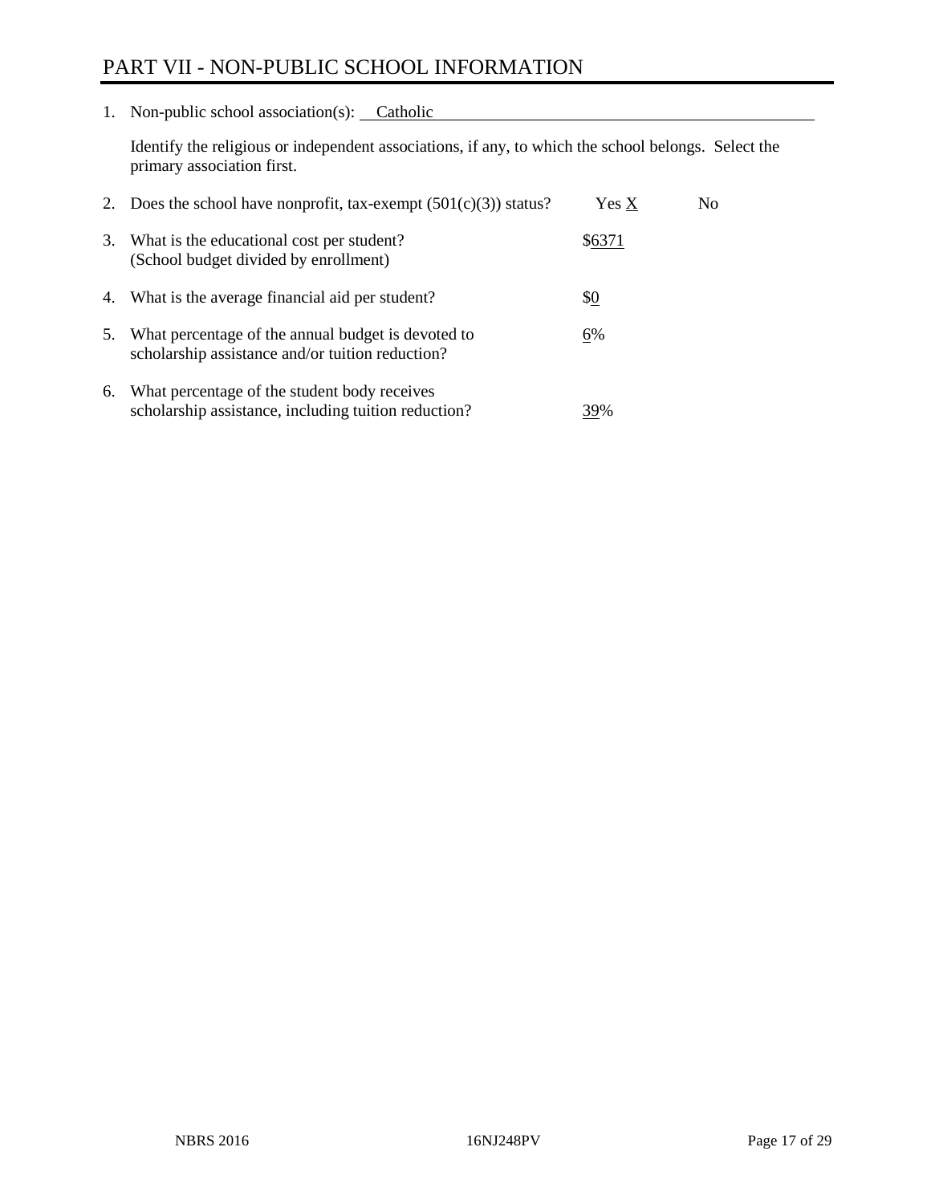# PART VII - NON-PUBLIC SCHOOL INFORMATION

1. Non-public school association(s): Catholic

   Identify the religious or independent associations, if any, to which the school belongs. Select the primary association first.

2. Does the school have nonprofit, tax-exempt (501(c)(3)) status? Yes X No

3. What is the educational cost per student? (School budget divided by enrollment) $6371

4. What is the average financial aid per student? $0

5. What percentage of the annual budget is devoted to scholarship assistance and/or tuition reduction? 6%

6. What percentage of the student body receives scholarship assistance, including tuition reduction? 39%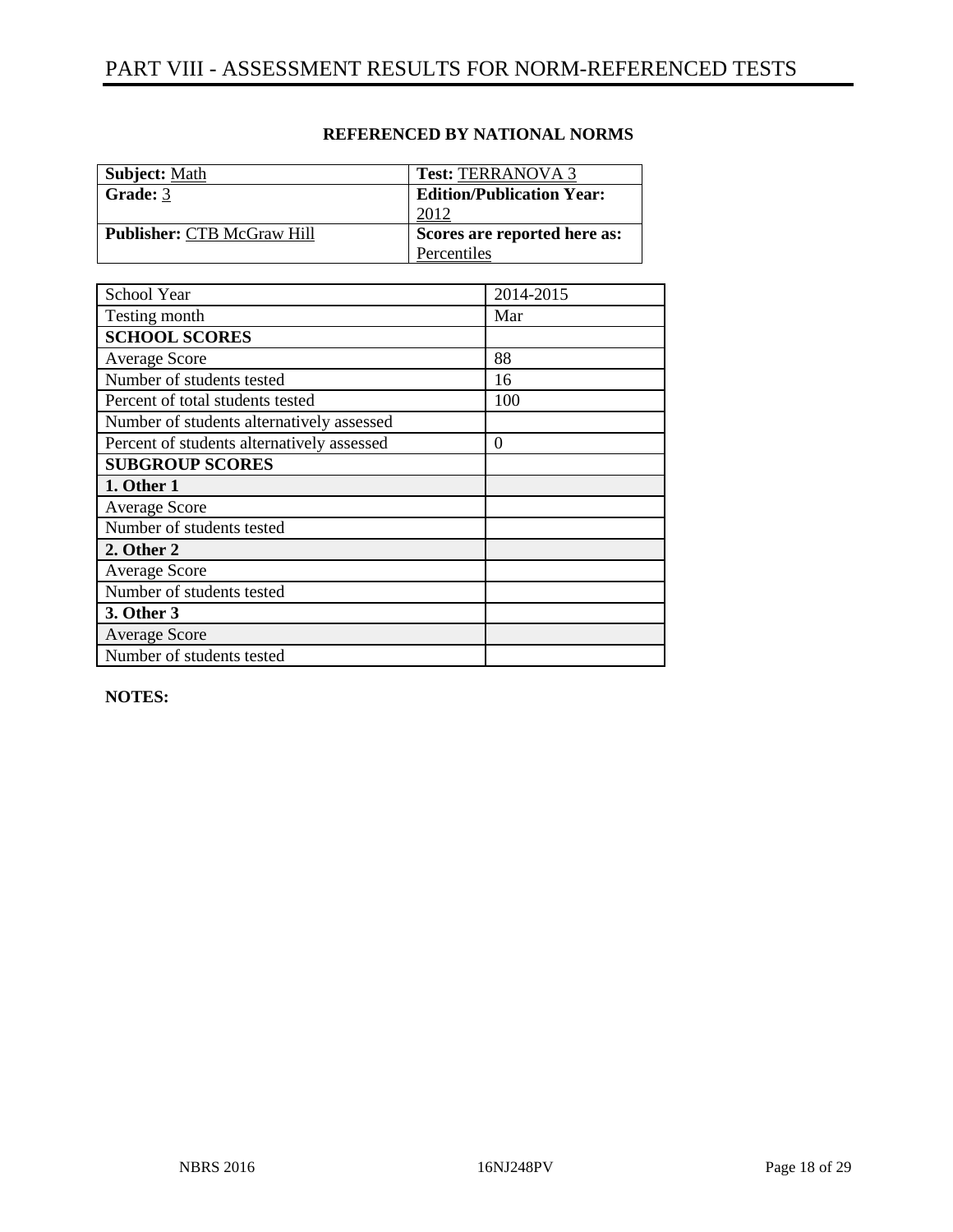# PART VIII - ASSESSMENT RESULTS FOR NORM-REFERENCED TESTS

**REFERENCED BY NATIONAL NORMS**

| **Subject:** Math | **Test:** TERRANOVA 3 |
|---|---|
| **Grade:** 3 | **Edition/Publication Year:** 2012 |
| **Publisher:** CTB McGraw Hill | **Scores are reported here as:** Percentiles |

| School Year | 2014-2015 |
|---|---|
| Testing month | Mar |
| **SCHOOL SCORES** | |
| Average Score | 88 |
| Number of students tested | 16 |
| Percent of total students tested | 100 |
| Number of students alternatively assessed | |
| Percent of students alternatively assessed | 0 |
| **SUBGROUP SCORES** | |
| **1. Other 1** | |
| Average Score | |
| Number of students tested | |
| **2. Other 2** | |
| Average Score | |
| Number of students tested | |
| **3. Other 3** | |
| Average Score | |
| Number of students tested | |

**NOTES:**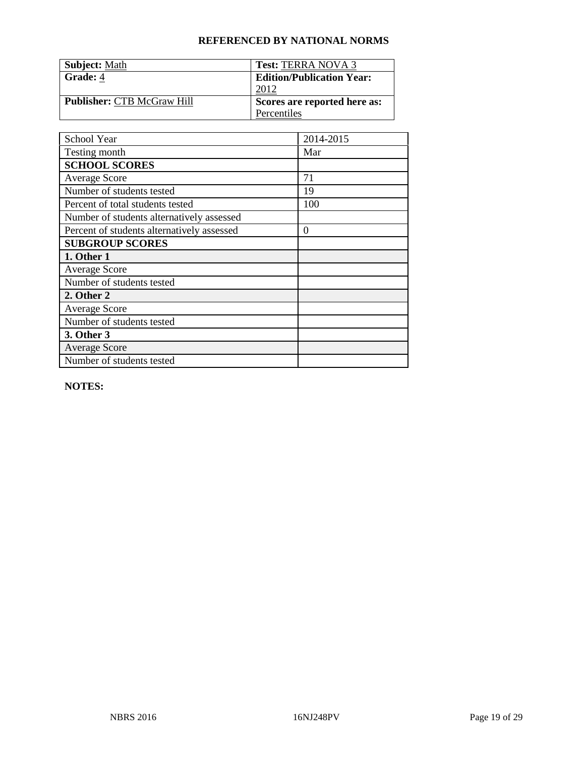**REFERENCED BY NATIONAL NORMS**

| **Subject:** Math | **Test:** TERRA NOVA 3 |
|---|---|
| **Grade:** 4 | **Edition/Publication Year:** 2012 |
| **Publisher:** CTB McGraw Hill | **Scores are reported here as:** Percentiles |

| School Year | 2014-2015 |
|---|---|
| Testing month | Mar |
| **SCHOOL SCORES** | |
| Average Score | 71 |
| Number of students tested | 19 |
| Percent of total students tested | 100 |
| Number of students alternatively assessed | |
| Percent of students alternatively assessed | 0 |
| **SUBGROUP SCORES** | |
| **1. Other 1** | |
| Average Score | |
| Number of students tested | |
| **2. Other 2** | |
| Average Score | |
| Number of students tested | |
| **3. Other 3** | |
| Average Score | |
| Number of students tested | |

**NOTES:**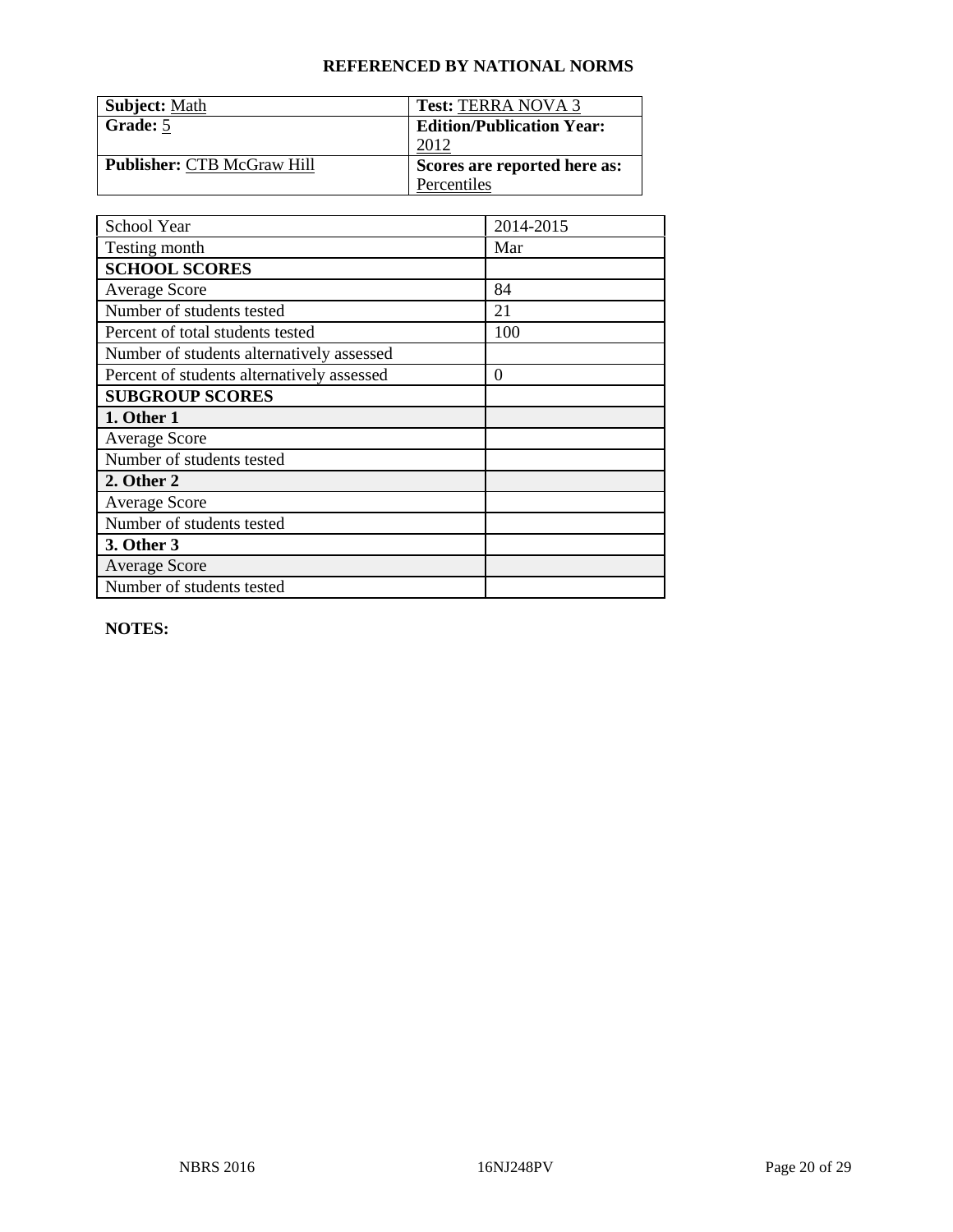**REFERENCED BY NATIONAL NORMS**

| **Subject:** Math | **Test:** TERRA NOVA 3 |
|---|---|
| **Grade:** 5 | **Edition/Publication Year:** 2012 |
| **Publisher:** CTB McGraw Hill | **Scores are reported here as:** Percentiles |

| School Year | 2014-2015 |
|---|---|
| Testing month | Mar |
| **SCHOOL SCORES** | |
| Average Score | 84 |
| Number of students tested | 21 |
| Percent of total students tested | 100 |
| Number of students alternatively assessed | |
| Percent of students alternatively assessed | 0 |
| **SUBGROUP SCORES** | |
| **1. Other 1** | |
| Average Score | |
| Number of students tested | |
| **2. Other 2** | |
| Average Score | |
| Number of students tested | |
| **3. Other 3** | |
| Average Score | |
| Number of students tested | |

**NOTES:**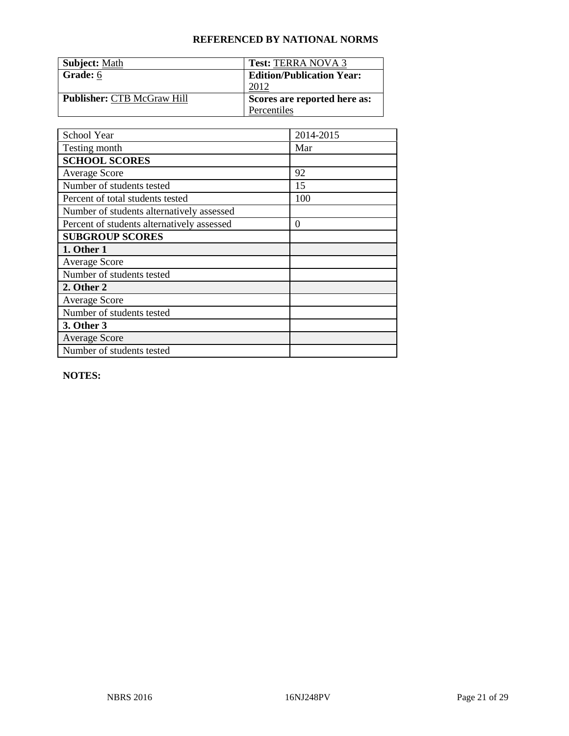## REFERENCED BY NATIONAL NORMS

| **Subject:** Math | **Test:** TERRA NOVA 3 |
|---|---|
| **Grade:** 6 | **Edition/Publication Year:** 2012 |
| **Publisher:** CTB McGraw Hill | **Scores are reported here as:** Percentiles |

| School Year | 2014-2015 |
|---|---|
| Testing month | Mar |
| **SCHOOL SCORES** | |
| Average Score | 92 |
| Number of students tested | 15 |
| Percent of total students tested | 100 |
| Number of students alternatively assessed | |
| Percent of students alternatively assessed | 0 |
| **SUBGROUP SCORES** | |
| **1. Other 1** | |
| Average Score | |
| Number of students tested | |
| **2. Other 2** | |
| Average Score | |
| Number of students tested | |
| **3. Other 3** | |
| Average Score | |
| Number of students tested | |

**NOTES:**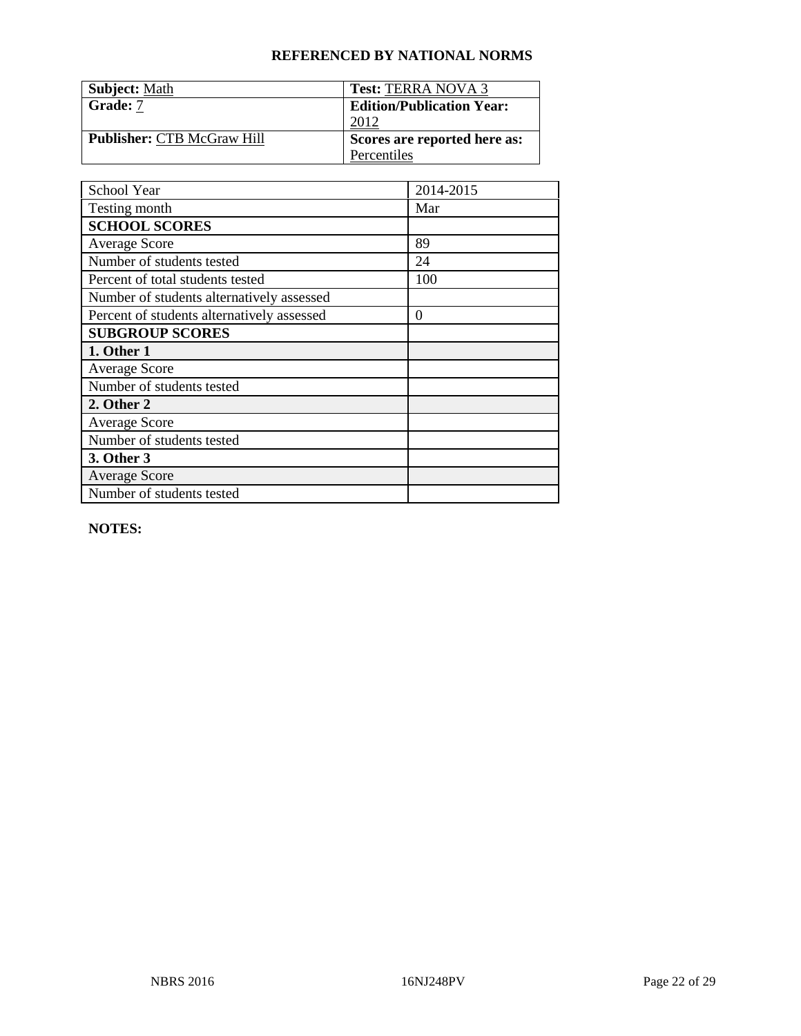**REFERENCED BY NATIONAL NORMS**

| **Subject:** Math | **Test:** TERRA NOVA 3 |
|---|---|
| **Grade:** 7 | **Edition/Publication Year:** 2012 |
| **Publisher:** CTB McGraw Hill | **Scores are reported here as:** Percentiles |

| School Year | 2014-2015 |
|---|---|
| Testing month | Mar |
| **SCHOOL SCORES** | |
| Average Score | 89 |
| Number of students tested | 24 |
| Percent of total students tested | 100 |
| Number of students alternatively assessed | |
| Percent of students alternatively assessed | 0 |
| **SUBGROUP SCORES** | |
| **1. Other 1** | |
| Average Score | |
| Number of students tested | |
| **2. Other 2** | |
| Average Score | |
| Number of students tested | |
| **3. Other 3** | |
| Average Score | |
| Number of students tested | |

**NOTES:**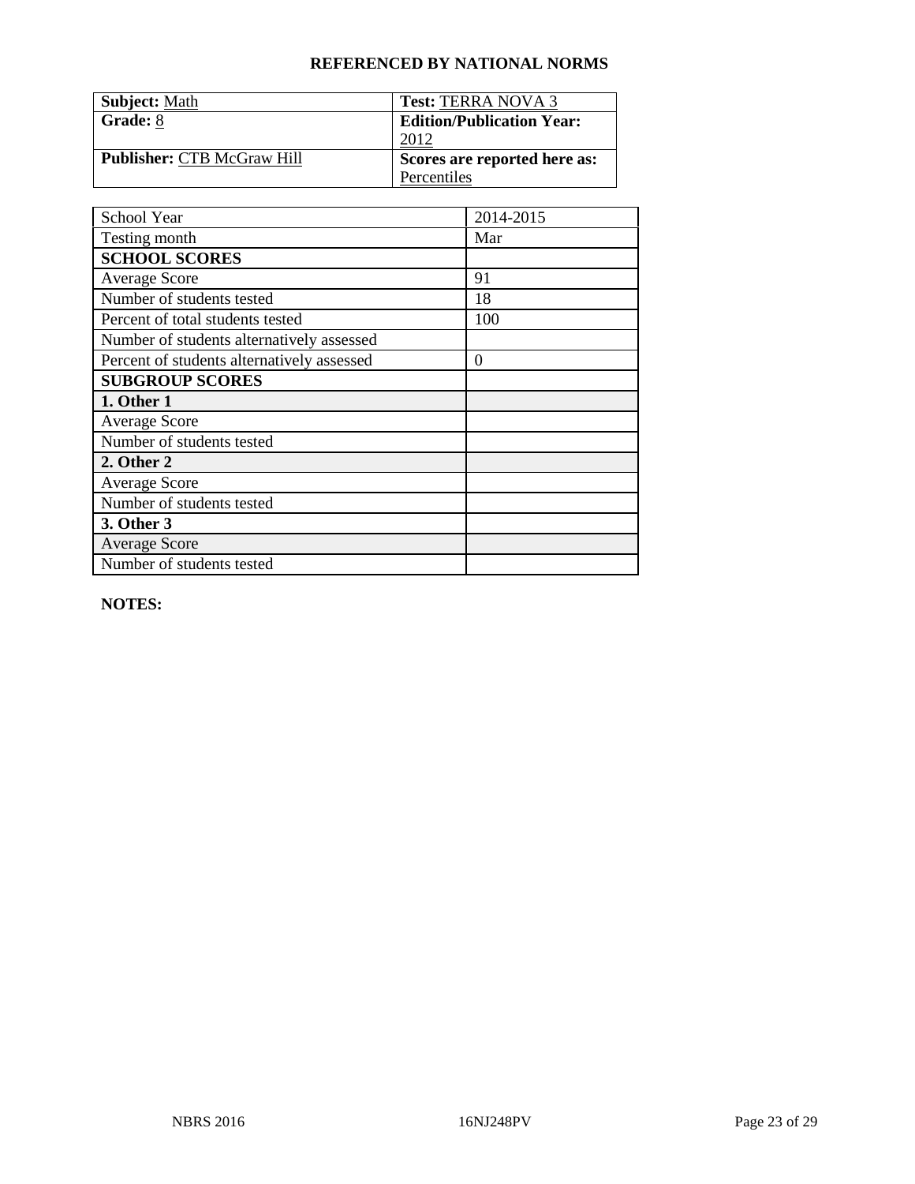## REFERENCED BY NATIONAL NORMS

| **Subject:** Math | **Test:** TERRA NOVA 3 |
|---|---|
| **Grade:** 8 | **Edition/Publication Year:** 2012 |
| **Publisher:** CTB McGraw Hill | **Scores are reported here as:** Percentiles |

| School Year | 2014-2015 |
|---|---|
| Testing month | Mar |
| **SCHOOL SCORES** | |
| Average Score | 91 |
| Number of students tested | 18 |
| Percent of total students tested | 100 |
| Number of students alternatively assessed | |
| Percent of students alternatively assessed | 0 |
| **SUBGROUP SCORES** | |
| **1. Other 1** | |
| Average Score | |
| Number of students tested | |
| **2. Other 2** | |
| Average Score | |
| Number of students tested | |
| **3. Other 3** | |
| Average Score | |
| Number of students tested | |

**NOTES:**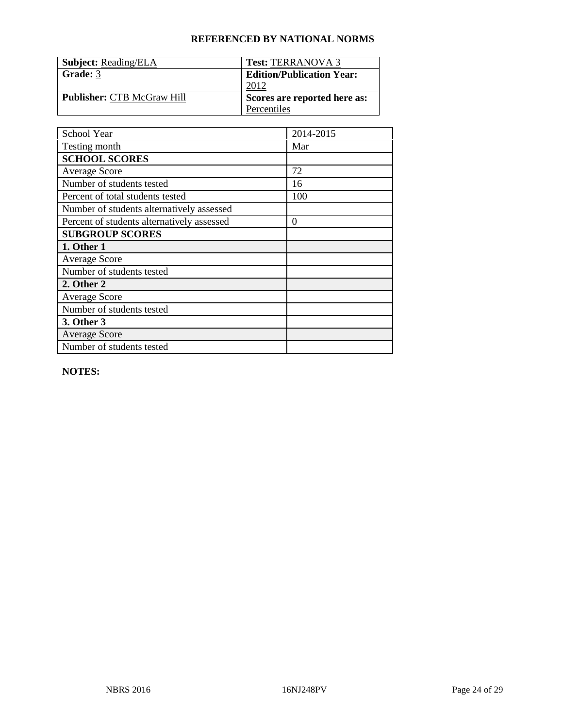**REFERENCED BY NATIONAL NORMS**

| **Subject:** Reading/ELA | **Test:** TERRANOVA 3 |
|---|---|
| **Grade:** 3 | **Edition/Publication Year:** 2012 |
| **Publisher:** CTB McGraw Hill | **Scores are reported here as:** Percentiles |

| School Year | 2014-2015 |
|---|---|
| Testing month | Mar |
| **SCHOOL SCORES** | |
| Average Score | 72 |
| Number of students tested | 16 |
| Percent of total students tested | 100 |
| Number of students alternatively assessed | |
| Percent of students alternatively assessed | 0 |
| **SUBGROUP SCORES** | |
| **1. Other 1** | |
| Average Score | |
| Number of students tested | |
| **2. Other 2** | |
| Average Score | |
| Number of students tested | |
| **3. Other 3** | |
| Average Score | |
| Number of students tested | |

**NOTES:**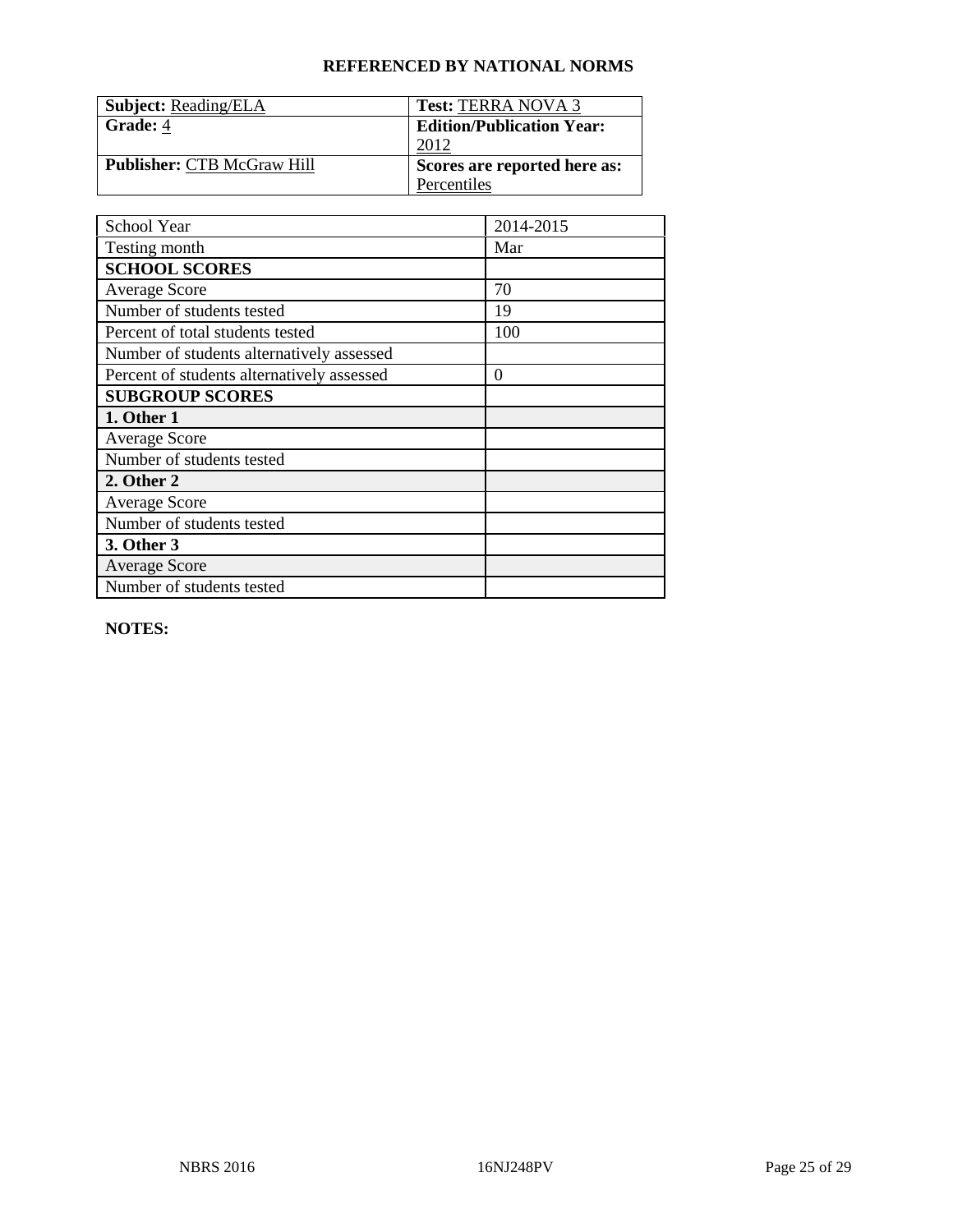**REFERENCED BY NATIONAL NORMS**

| **Subject:** Reading/ELA | **Test:** TERRA NOVA 3 |
|---|---|
| **Grade:** 4 | **Edition/Publication Year:** 2012 |
| **Publisher:** CTB McGraw Hill | **Scores are reported here as:** Percentiles |

| School Year | 2014-2015 |
|---|---|
| Testing month | Mar |
| **SCHOOL SCORES** | |
| Average Score | 70 |
| Number of students tested | 19 |
| Percent of total students tested | 100 |
| Number of students alternatively assessed | |
| Percent of students alternatively assessed | 0 |
| **SUBGROUP SCORES** | |
| **1. Other 1** | |
| Average Score | |
| Number of students tested | |
| **2. Other 2** | |
| Average Score | |
| Number of students tested | |
| **3. Other 3** | |
| Average Score | |
| Number of students tested | |

**NOTES:**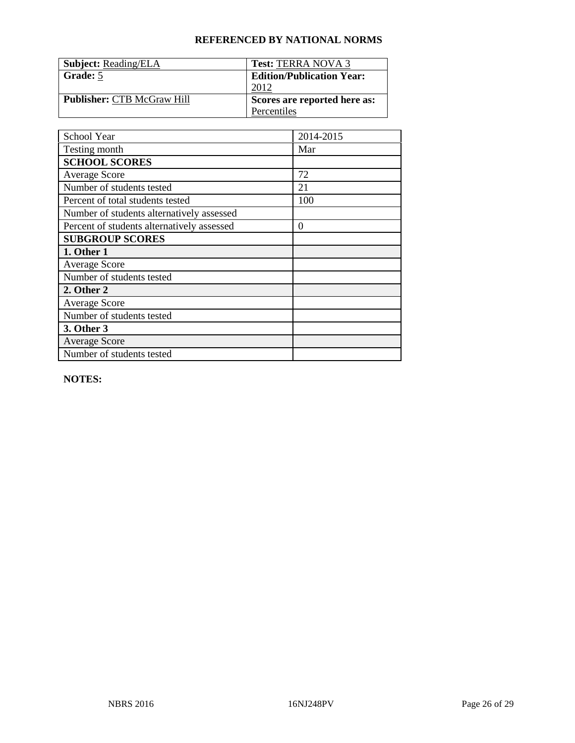## REFERENCED BY NATIONAL NORMS

| **Subject:** Reading/ELA | **Test:** TERRA NOVA 3 |
|---|---|
| **Grade:** 5 | **Edition/Publication Year:** 2012 |
| **Publisher:** CTB McGraw Hill | **Scores are reported here as:** Percentiles |

| School Year | 2014-2015 |
|---|---|
| Testing month | Mar |
| **SCHOOL SCORES** | |
| Average Score | 72 |
| Number of students tested | 21 |
| Percent of total students tested | 100 |
| Number of students alternatively assessed | |
| Percent of students alternatively assessed | 0 |
| **SUBGROUP SCORES** | |
| **1. Other 1** | |
| Average Score | |
| Number of students tested | |
| **2. Other 2** | |
| Average Score | |
| Number of students tested | |
| **3. Other 3** | |
| Average Score | |
| Number of students tested | |

**NOTES:**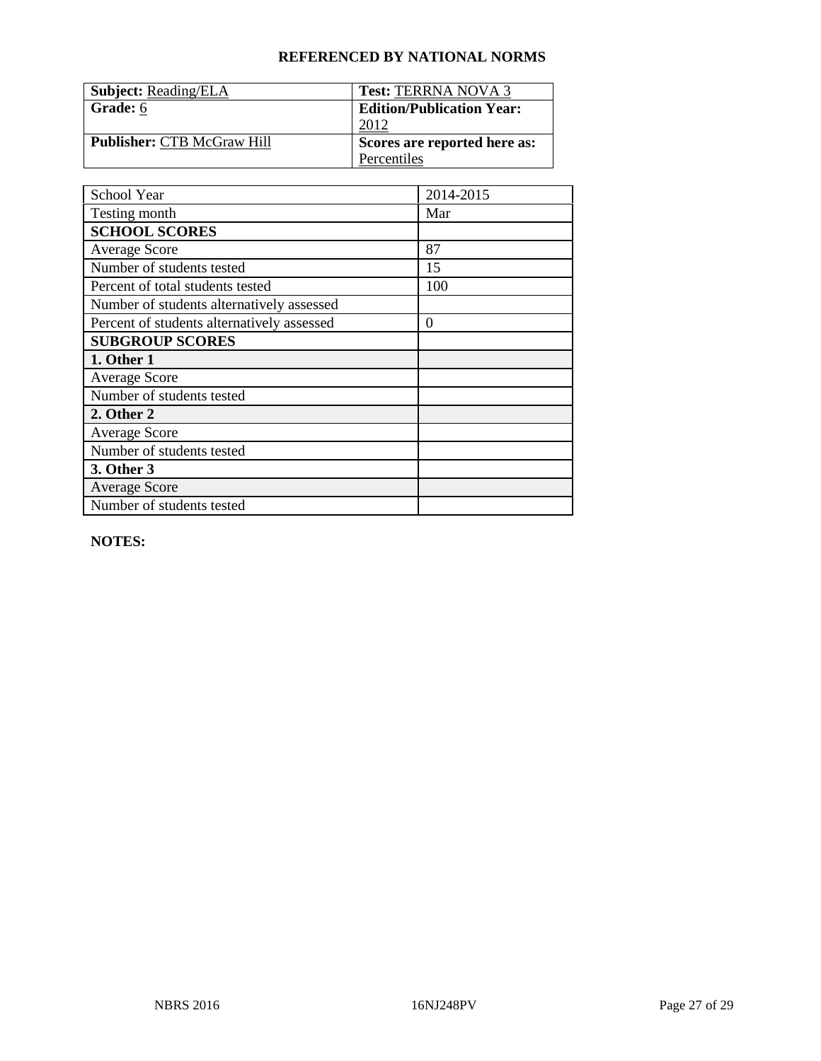## REFERENCED BY NATIONAL NORMS

| **Subject:** Reading/ELA | **Test:** TERRNA NOVA 3 |
|---|---|
| **Grade:** 6 | **Edition/Publication Year:** 2012 |
| **Publisher:** CTB McGraw Hill | **Scores are reported here as:** Percentiles |

| School Year | 2014-2015 |
|---|---|
| Testing month | Mar |
| **SCHOOL SCORES** | |
| Average Score | 87 |
| Number of students tested | 15 |
| Percent of total students tested | 100 |
| Number of students alternatively assessed | |
| Percent of students alternatively assessed | 0 |
| **SUBGROUP SCORES** | |
| **1. Other 1** | |
| Average Score | |
| Number of students tested | |
| **2. Other 2** | |
| Average Score | |
| Number of students tested | |
| **3. Other 3** | |
| Average Score | |
| Number of students tested | |

**NOTES:**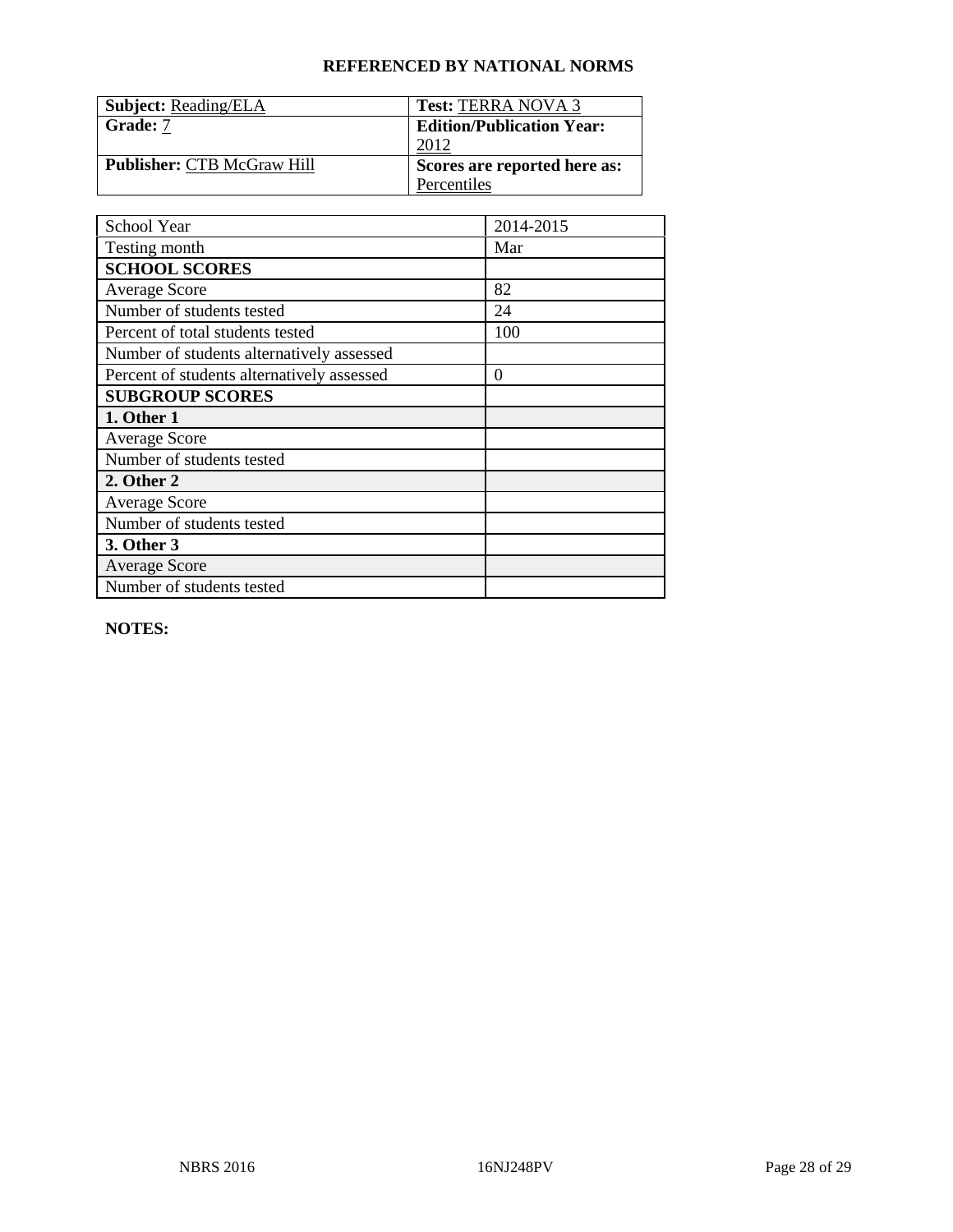**REFERENCED BY NATIONAL NORMS**

| **Subject:** Reading/ELA | **Test:** TERRA NOVA 3 |
|---|---|
| **Grade:** 7 | **Edition/Publication Year:** 2012 |
| **Publisher:** CTB McGraw Hill | **Scores are reported here as:** Percentiles |

| School Year | 2014-2015 |
|---|---|
| Testing month | Mar |
| **SCHOOL SCORES** | |
| Average Score | 82 |
| Number of students tested | 24 |
| Percent of total students tested | 100 |
| Number of students alternatively assessed | |
| Percent of students alternatively assessed | 0 |
| **SUBGROUP SCORES** | |
| **1. Other 1** | |
| Average Score | |
| Number of students tested | |
| **2. Other 2** | |
| Average Score | |
| Number of students tested | |
| **3. Other 3** | |
| Average Score | |
| Number of students tested | |

**NOTES:**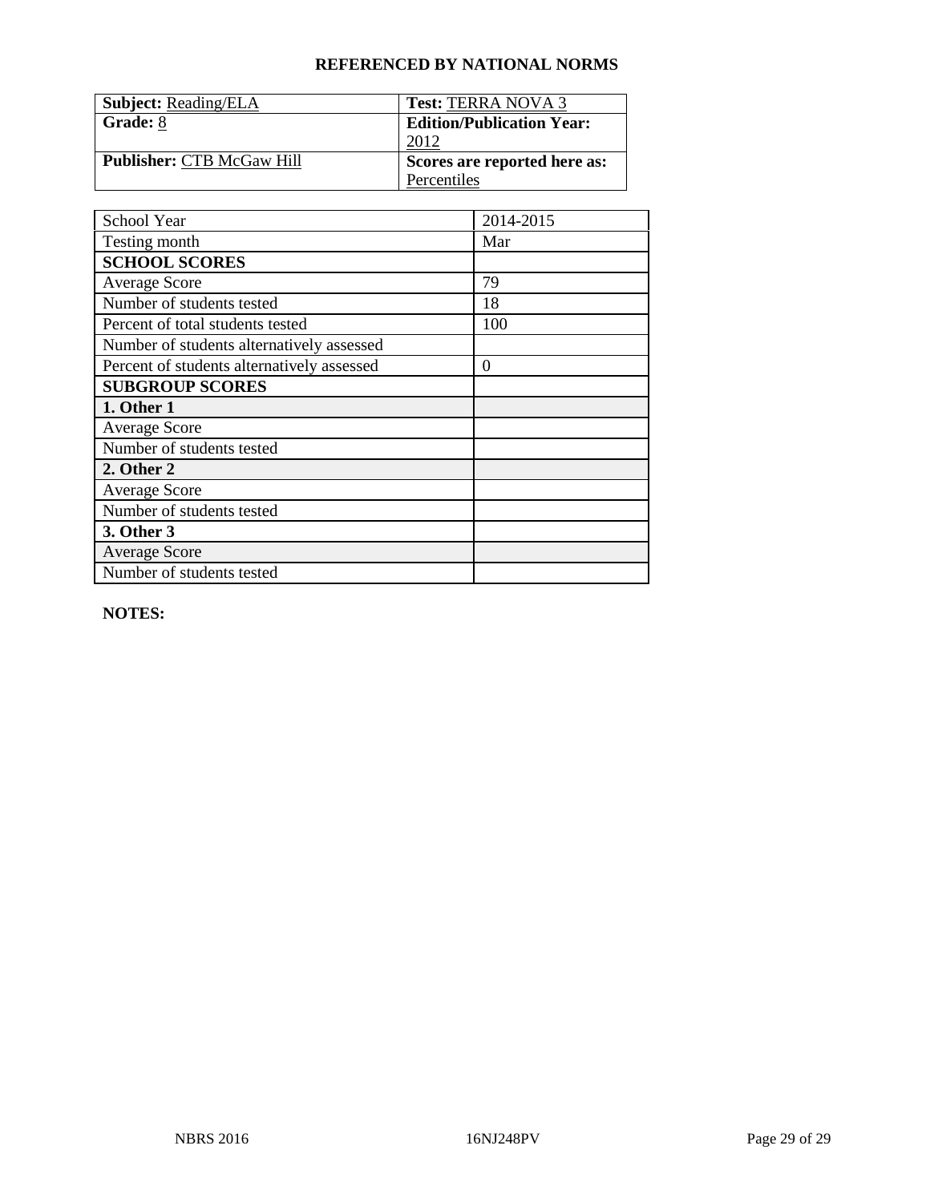## REFERENCED BY NATIONAL NORMS

| | |
|---|---|
| **Subject:** Reading/ELA | **Test:** TERRA NOVA 3 |
| **Grade:** 8 | **Edition/Publication Year:** 2012 |
| **Publisher:** CTB McGaw Hill | **Scores are reported here as:** Percentiles |

| School Year | 2014-2015 |
|---|---|
| Testing month | Mar |
| **SCHOOL SCORES** | |
| Average Score | 79 |
| Number of students tested | 18 |
| Percent of total students tested | 100 |
| Number of students alternatively assessed | |
| Percent of students alternatively assessed | 0 |
| **SUBGROUP SCORES** | |
| **1. Other 1** | |
| Average Score | |
| Number of students tested | |
| **2. Other 2** | |
| Average Score | |
| Number of students tested | |
| **3. Other 3** | |
| Average Score | |
| Number of students tested | |

**NOTES:**